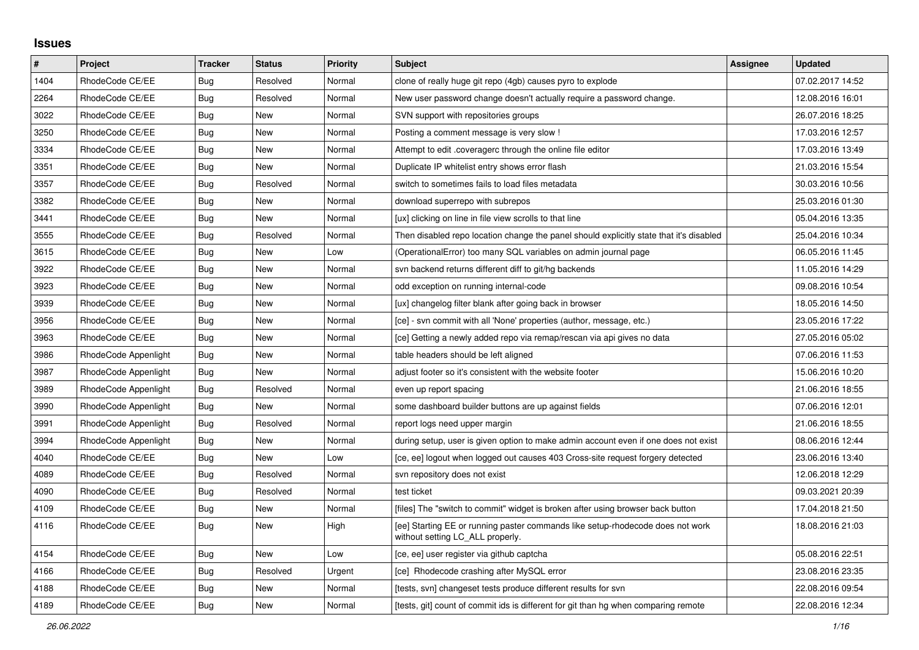# Issues

| # | Project | Tracker | Status | Priority | Subject | Assignee | Updated |
|---|---|---|---|---|---|---|---|
| 1404 | RhodeCode CE/EE | Bug | Resolved | Normal | clone of really huge git repo (4gb) causes pyro to explode | | 07.02.2017 14:52 |
| 2264 | RhodeCode CE/EE | Bug | Resolved | Normal | New user password change doesn't actually require a password change. | | 12.08.2016 16:01 |
| 3022 | RhodeCode CE/EE | Bug | New | Normal | SVN support with repositories groups | | 26.07.2016 18:25 |
| 3250 | RhodeCode CE/EE | Bug | New | Normal | Posting a comment message is very slow ! | | 17.03.2016 12:57 |
| 3334 | RhodeCode CE/EE | Bug | New | Normal | Attempt to edit .coveragerc through the online file editor | | 17.03.2016 13:49 |
| 3351 | RhodeCode CE/EE | Bug | New | Normal | Duplicate IP whitelist entry shows error flash | | 21.03.2016 15:54 |
| 3357 | RhodeCode CE/EE | Bug | Resolved | Normal | switch to sometimes fails to load files metadata | | 30.03.2016 10:56 |
| 3382 | RhodeCode CE/EE | Bug | New | Normal | download superrepo with subrepos | | 25.03.2016 01:30 |
| 3441 | RhodeCode CE/EE | Bug | New | Normal | [ux] clicking on line in file view scrolls to that line | | 05.04.2016 13:35 |
| 3555 | RhodeCode CE/EE | Bug | Resolved | Normal | Then disabled repo location change the panel should explicitly state that it's disabled | | 25.04.2016 10:34 |
| 3615 | RhodeCode CE/EE | Bug | New | Low | (OperationalError) too many SQL variables on admin journal page | | 06.05.2016 11:45 |
| 3922 | RhodeCode CE/EE | Bug | New | Normal | svn backend returns different diff to git/hg backends | | 11.05.2016 14:29 |
| 3923 | RhodeCode CE/EE | Bug | New | Normal | odd exception on running internal-code | | 09.08.2016 10:54 |
| 3939 | RhodeCode CE/EE | Bug | New | Normal | [ux] changelog filter blank after going back in browser | | 18.05.2016 14:50 |
| 3956 | RhodeCode CE/EE | Bug | New | Normal | [ce] - svn commit with all 'None' properties (author, message, etc.) | | 23.05.2016 17:22 |
| 3963 | RhodeCode CE/EE | Bug | New | Normal | [ce] Getting a newly added repo via remap/rescan via api gives no data | | 27.05.2016 05:02 |
| 3986 | RhodeCode Appenlight | Bug | New | Normal | table headers should be left aligned | | 07.06.2016 11:53 |
| 3987 | RhodeCode Appenlight | Bug | New | Normal | adjust footer so it's consistent with the website footer | | 15.06.2016 10:20 |
| 3989 | RhodeCode Appenlight | Bug | Resolved | Normal | even up report spacing | | 21.06.2016 18:55 |
| 3990 | RhodeCode Appenlight | Bug | New | Normal | some dashboard builder buttons are up against fields | | 07.06.2016 12:01 |
| 3991 | RhodeCode Appenlight | Bug | Resolved | Normal | report logs need upper margin | | 21.06.2016 18:55 |
| 3994 | RhodeCode Appenlight | Bug | New | Normal | during setup, user is given option to make admin account even if one does not exist | | 08.06.2016 12:44 |
| 4040 | RhodeCode CE/EE | Bug | New | Low | [ce, ee] logout when logged out causes 403 Cross-site request forgery detected | | 23.06.2016 13:40 |
| 4089 | RhodeCode CE/EE | Bug | Resolved | Normal | svn repository does not exist | | 12.06.2018 12:29 |
| 4090 | RhodeCode CE/EE | Bug | Resolved | Normal | test ticket | | 09.03.2021 20:39 |
| 4109 | RhodeCode CE/EE | Bug | New | Normal | [files] The "switch to commit" widget is broken after using browser back button | | 17.04.2018 21:50 |
| 4116 | RhodeCode CE/EE | Bug | New | High | [ee] Starting EE or running paster commands like setup-rhodecode does not work without setting LC_ALL properly. | | 18.08.2016 21:03 |
| 4154 | RhodeCode CE/EE | Bug | New | Low | [ce, ee] user register via github captcha | | 05.08.2016 22:51 |
| 4166 | RhodeCode CE/EE | Bug | Resolved | Urgent | [ce] Rhodecode crashing after MySQL error | | 23.08.2016 23:35 |
| 4188 | RhodeCode CE/EE | Bug | New | Normal | [tests, svn] changeset tests produce different results for svn | | 22.08.2016 09:54 |
| 4189 | RhodeCode CE/EE | Bug | New | Normal | [tests, git] count of commit ids is different for git than hg when comparing remote | | 22.08.2016 12:34 |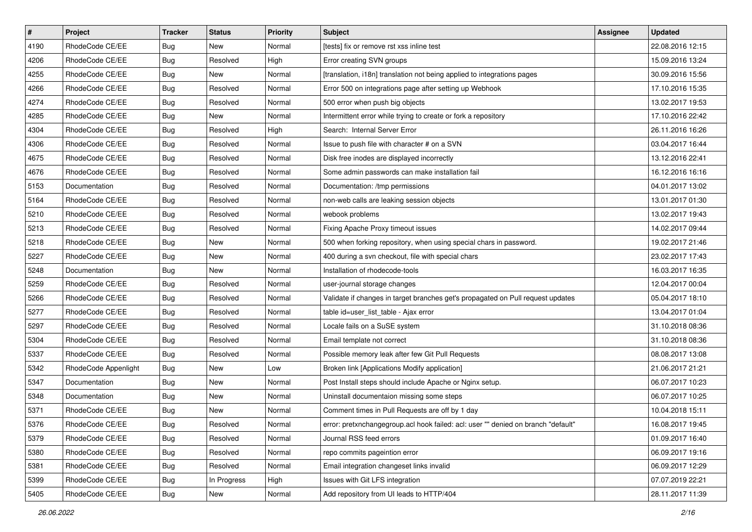| # | Project | Tracker | Status | Priority | Subject | Assignee | Updated |
|---|---|---|---|---|---|---|---|
| 4190 | RhodeCode CE/EE | Bug | New | Normal | [tests] fix or remove rst xss inline test | | 22.08.2016 12:15 |
| 4206 | RhodeCode CE/EE | Bug | Resolved | High | Error creating SVN groups | | 15.09.2016 13:24 |
| 4255 | RhodeCode CE/EE | Bug | New | Normal | [translation, i18n] translation not being applied to integrations pages | | 30.09.2016 15:56 |
| 4266 | RhodeCode CE/EE | Bug | Resolved | Normal | Error 500 on integrations page after setting up Webhook | | 17.10.2016 15:35 |
| 4274 | RhodeCode CE/EE | Bug | Resolved | Normal | 500 error when push big objects | | 13.02.2017 19:53 |
| 4285 | RhodeCode CE/EE | Bug | New | Normal | Intermittent error while trying to create or fork a repository | | 17.10.2016 22:42 |
| 4304 | RhodeCode CE/EE | Bug | Resolved | High | Search: Internal Server Error | | 26.11.2016 16:26 |
| 4306 | RhodeCode CE/EE | Bug | Resolved | Normal | Issue to push file with character # on a SVN | | 03.04.2017 16:44 |
| 4675 | RhodeCode CE/EE | Bug | Resolved | Normal | Disk free inodes are displayed incorrectly | | 13.12.2016 22:41 |
| 4676 | RhodeCode CE/EE | Bug | Resolved | Normal | Some admin passwords can make installation fail | | 16.12.2016 16:16 |
| 5153 | Documentation | Bug | Resolved | Normal | Documentation: /tmp permissions | | 04.01.2017 13:02 |
| 5164 | RhodeCode CE/EE | Bug | Resolved | Normal | non-web calls are leaking session objects | | 13.01.2017 01:30 |
| 5210 | RhodeCode CE/EE | Bug | Resolved | Normal | webook problems | | 13.02.2017 19:43 |
| 5213 | RhodeCode CE/EE | Bug | Resolved | Normal | Fixing Apache Proxy timeout issues | | 14.02.2017 09:44 |
| 5218 | RhodeCode CE/EE | Bug | New | Normal | 500 when forking repository, when using special chars in password. | | 19.02.2017 21:46 |
| 5227 | RhodeCode CE/EE | Bug | New | Normal | 400 during a svn checkout, file with special chars | | 23.02.2017 17:43 |
| 5248 | Documentation | Bug | New | Normal | Installation of rhodecode-tools | | 16.03.2017 16:35 |
| 5259 | RhodeCode CE/EE | Bug | Resolved | Normal | user-journal storage changes | | 12.04.2017 00:04 |
| 5266 | RhodeCode CE/EE | Bug | Resolved | Normal | Validate if changes in target branches get's propagated on Pull request updates | | 05.04.2017 18:10 |
| 5277 | RhodeCode CE/EE | Bug | Resolved | Normal | table id=user_list_table - Ajax error | | 13.04.2017 01:04 |
| 5297 | RhodeCode CE/EE | Bug | Resolved | Normal | Locale fails on a SuSE system | | 31.10.2018 08:36 |
| 5304 | RhodeCode CE/EE | Bug | Resolved | Normal | Email template not correct | | 31.10.2018 08:36 |
| 5337 | RhodeCode CE/EE | Bug | Resolved | Normal | Possible memory leak after few Git Pull Requests | | 08.08.2017 13:08 |
| 5342 | RhodeCode Appenlight | Bug | New | Low | Broken link [Applications Modify application] | | 21.06.2017 21:21 |
| 5347 | Documentation | Bug | New | Normal | Post Install steps should include Apache or Nginx setup. | | 06.07.2017 10:23 |
| 5348 | Documentation | Bug | New | Normal | Uninstall documentaion missing some steps | | 06.07.2017 10:25 |
| 5371 | RhodeCode CE/EE | Bug | New | Normal | Comment times in Pull Requests are off by 1 day | | 10.04.2018 15:11 |
| 5376 | RhodeCode CE/EE | Bug | Resolved | Normal | error: pretxnchangegroup.acl hook failed: acl: user "" denied on branch "default" | | 16.08.2017 19:45 |
| 5379 | RhodeCode CE/EE | Bug | Resolved | Normal | Journal RSS feed errors | | 01.09.2017 16:40 |
| 5380 | RhodeCode CE/EE | Bug | Resolved | Normal | repo commits pageintion error | | 06.09.2017 19:16 |
| 5381 | RhodeCode CE/EE | Bug | Resolved | Normal | Email integration changeset links invalid | | 06.09.2017 12:29 |
| 5399 | RhodeCode CE/EE | Bug | In Progress | High | Issues with Git LFS integration | | 07.07.2019 22:21 |
| 5405 | RhodeCode CE/EE | Bug | New | Normal | Add repository from UI leads to HTTP/404 | | 28.11.2017 11:39 |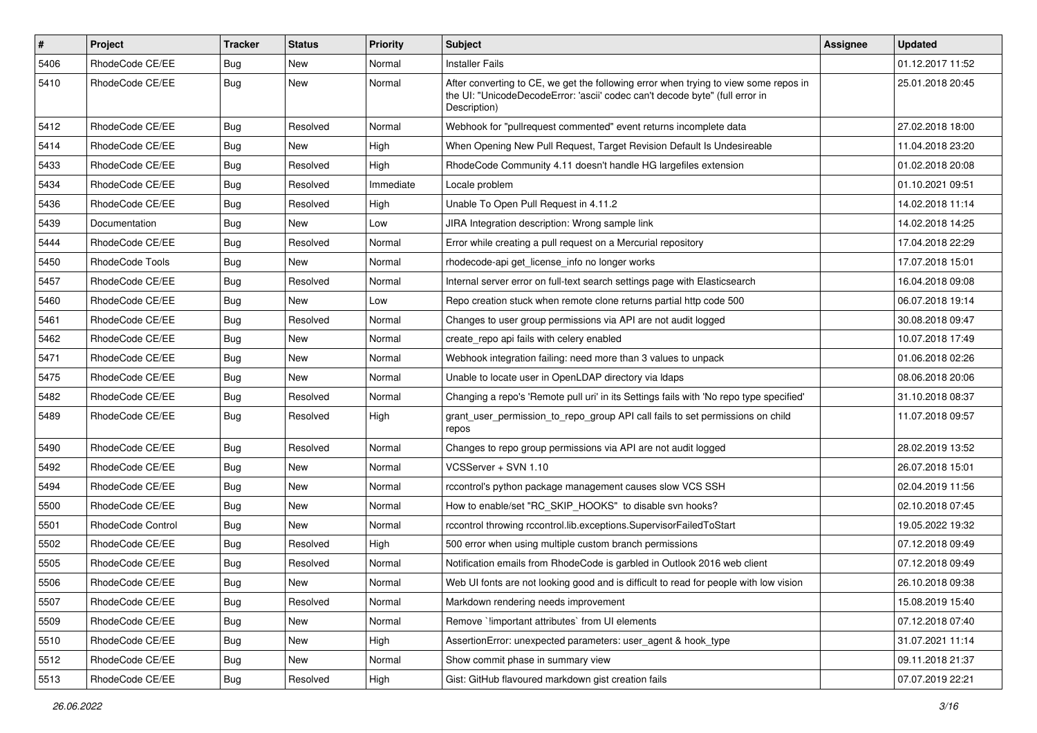| # | Project | Tracker | Status | Priority | Subject | Assignee | Updated |
|---|---|---|---|---|---|---|---|
| 5406 | RhodeCode CE/EE | Bug | New | Normal | Installer Fails | | 01.12.2017 11:52 |
| 5410 | RhodeCode CE/EE | Bug | New | Normal | After converting to CE, we get the following error when trying to view some repos in the UI: "UnicodeDecodeError: 'ascii' codec can't decode byte" (full error in Description) | | 25.01.2018 20:45 |
| 5412 | RhodeCode CE/EE | Bug | Resolved | Normal | Webhook for "pullrequest commented" event returns incomplete data | | 27.02.2018 18:00 |
| 5414 | RhodeCode CE/EE | Bug | New | High | When Opening New Pull Request, Target Revision Default Is Undesireable | | 11.04.2018 23:20 |
| 5433 | RhodeCode CE/EE | Bug | Resolved | High | RhodeCode Community 4.11 doesn't handle HG largefiles extension | | 01.02.2018 20:08 |
| 5434 | RhodeCode CE/EE | Bug | Resolved | Immediate | Locale problem | | 01.10.2021 09:51 |
| 5436 | RhodeCode CE/EE | Bug | Resolved | High | Unable To Open Pull Request in 4.11.2 | | 14.02.2018 11:14 |
| 5439 | Documentation | Bug | New | Low | JIRA Integration description: Wrong sample link | | 14.02.2018 14:25 |
| 5444 | RhodeCode CE/EE | Bug | Resolved | Normal | Error while creating a pull request on a Mercurial repository | | 17.04.2018 22:29 |
| 5450 | RhodeCode Tools | Bug | New | Normal | rhodecode-api get_license_info no longer works | | 17.07.2018 15:01 |
| 5457 | RhodeCode CE/EE | Bug | Resolved | Normal | Internal server error on full-text search settings page with Elasticsearch | | 16.04.2018 09:08 |
| 5460 | RhodeCode CE/EE | Bug | New | Low | Repo creation stuck when remote clone returns partial http code 500 | | 06.07.2018 19:14 |
| 5461 | RhodeCode CE/EE | Bug | Resolved | Normal | Changes to user group permissions via API are not audit logged | | 30.08.2018 09:47 |
| 5462 | RhodeCode CE/EE | Bug | New | Normal | create_repo api fails with celery enabled | | 10.07.2018 17:49 |
| 5471 | RhodeCode CE/EE | Bug | New | Normal | Webhook integration failing: need more than 3 values to unpack | | 01.06.2018 02:26 |
| 5475 | RhodeCode CE/EE | Bug | New | Normal | Unable to locate user in OpenLDAP directory via ldaps | | 08.06.2018 20:06 |
| 5482 | RhodeCode CE/EE | Bug | Resolved | Normal | Changing a repo's 'Remote pull uri' in its Settings fails with 'No repo type specified' | | 31.10.2018 08:37 |
| 5489 | RhodeCode CE/EE | Bug | Resolved | High | grant_user_permission_to_repo_group API call fails to set permissions on child repos | | 11.07.2018 09:57 |
| 5490 | RhodeCode CE/EE | Bug | Resolved | Normal | Changes to repo group permissions via API are not audit logged | | 28.02.2019 13:52 |
| 5492 | RhodeCode CE/EE | Bug | New | Normal | VCSServer + SVN 1.10 | | 26.07.2018 15:01 |
| 5494 | RhodeCode CE/EE | Bug | New | Normal | rccontrol's python package management causes slow VCS SSH | | 02.04.2019 11:56 |
| 5500 | RhodeCode CE/EE | Bug | New | Normal | How to enable/set "RC_SKIP_HOOKS" to disable svn hooks? | | 02.10.2018 07:45 |
| 5501 | RhodeCode Control | Bug | New | Normal | rccontrol throwing rccontrol.lib.exceptions.SupervisorFailedToStart | | 19.05.2022 19:32 |
| 5502 | RhodeCode CE/EE | Bug | Resolved | High | 500 error when using multiple custom branch permissions | | 07.12.2018 09:49 |
| 5505 | RhodeCode CE/EE | Bug | Resolved | Normal | Notification emails from RhodeCode is garbled in Outlook 2016 web client | | 07.12.2018 09:49 |
| 5506 | RhodeCode CE/EE | Bug | New | Normal | Web UI fonts are not looking good and is difficult to read for people with low vision | | 26.10.2018 09:38 |
| 5507 | RhodeCode CE/EE | Bug | Resolved | Normal | Markdown rendering needs improvement | | 15.08.2019 15:40 |
| 5509 | RhodeCode CE/EE | Bug | New | Normal | Remove `!important attributes` from UI elements | | 07.12.2018 07:40 |
| 5510 | RhodeCode CE/EE | Bug | New | High | AssertionError: unexpected parameters: user_agent & hook_type | | 31.07.2021 11:14 |
| 5512 | RhodeCode CE/EE | Bug | New | Normal | Show commit phase in summary view | | 09.11.2018 21:37 |
| 5513 | RhodeCode CE/EE | Bug | Resolved | High | Gist: GitHub flavoured markdown gist creation fails | | 07.07.2019 22:21 |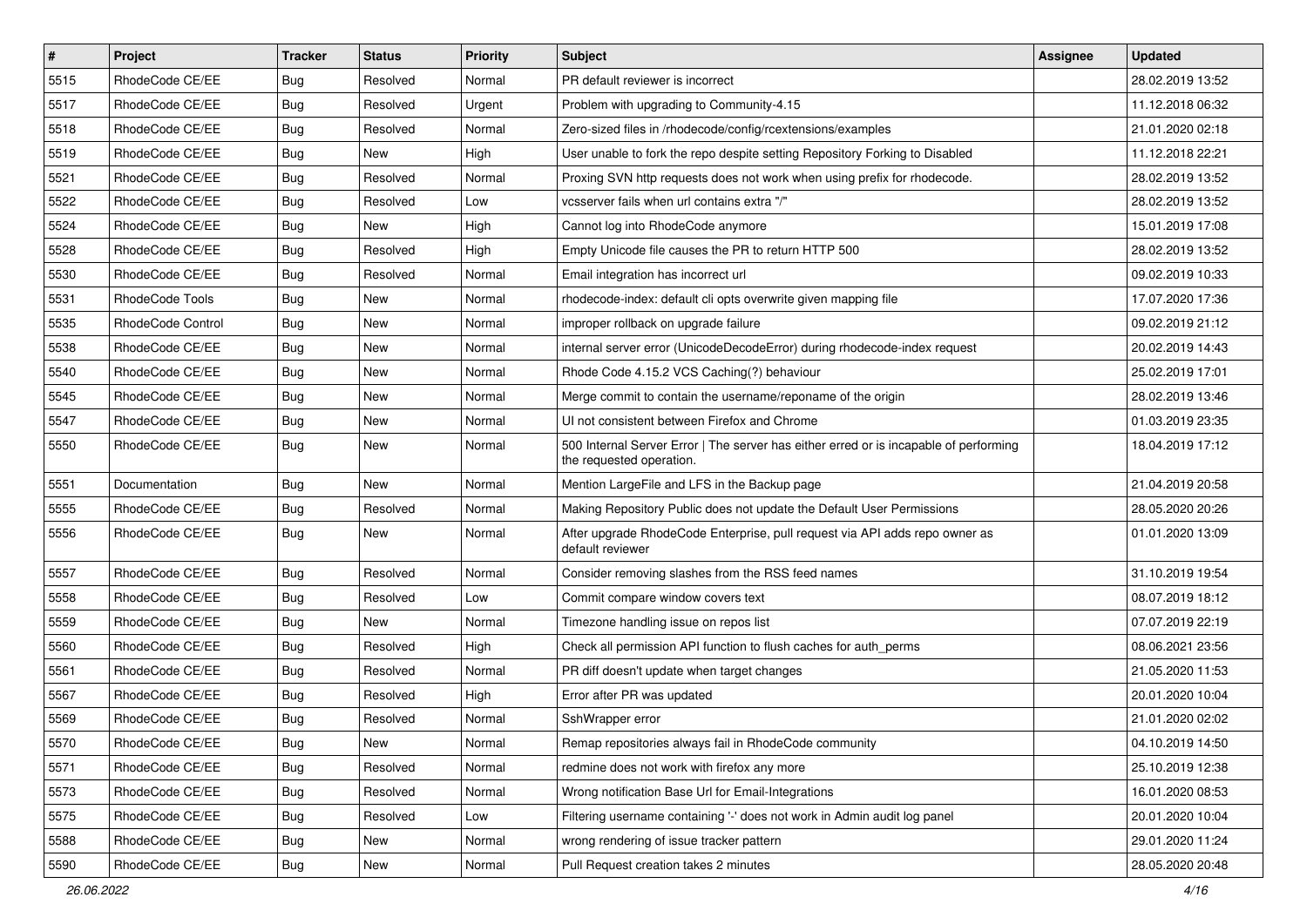| # | Project | Tracker | Status | Priority | Subject | Assignee | Updated |
|---|---|---|---|---|---|---|---|
| 5515 | RhodeCode CE/EE | Bug | Resolved | Normal | PR default reviewer is incorrect | | 28.02.2019 13:52 |
| 5517 | RhodeCode CE/EE | Bug | Resolved | Urgent | Problem with upgrading to Community-4.15 | | 11.12.2018 06:32 |
| 5518 | RhodeCode CE/EE | Bug | Resolved | Normal | Zero-sized files in /rhodecode/config/rcextensions/examples | | 21.01.2020 02:18 |
| 5519 | RhodeCode CE/EE | Bug | New | High | User unable to fork the repo despite setting Repository Forking to Disabled | | 11.12.2018 22:21 |
| 5521 | RhodeCode CE/EE | Bug | Resolved | Normal | Proxing SVN http requests does not work when using prefix for rhodecode. | | 28.02.2019 13:52 |
| 5522 | RhodeCode CE/EE | Bug | Resolved | Low | vcsserver fails when url contains extra "/" | | 28.02.2019 13:52 |
| 5524 | RhodeCode CE/EE | Bug | New | High | Cannot log into RhodeCode anymore | | 15.01.2019 17:08 |
| 5528 | RhodeCode CE/EE | Bug | Resolved | High | Empty Unicode file causes the PR to return HTTP 500 | | 28.02.2019 13:52 |
| 5530 | RhodeCode CE/EE | Bug | Resolved | Normal | Email integration has incorrect url | | 09.02.2019 10:33 |
| 5531 | RhodeCode Tools | Bug | New | Normal | rhodecode-index: default cli opts overwrite given mapping file | | 17.07.2020 17:36 |
| 5535 | RhodeCode Control | Bug | New | Normal | improper rollback on upgrade failure | | 09.02.2019 21:12 |
| 5538 | RhodeCode CE/EE | Bug | New | Normal | internal server error (UnicodeDecodeError) during rhodecode-index request | | 20.02.2019 14:43 |
| 5540 | RhodeCode CE/EE | Bug | New | Normal | Rhode Code 4.15.2 VCS Caching(?) behaviour | | 25.02.2019 17:01 |
| 5545 | RhodeCode CE/EE | Bug | New | Normal | Merge commit to contain the username/reponame of the origin | | 28.02.2019 13:46 |
| 5547 | RhodeCode CE/EE | Bug | New | Normal | UI not consistent between Firefox and Chrome | | 01.03.2019 23:35 |
| 5550 | RhodeCode CE/EE | Bug | New | Normal | 500 Internal Server Error \| The server has either erred or is incapable of performing the requested operation. | | 18.04.2019 17:12 |
| 5551 | Documentation | Bug | New | Normal | Mention LargeFile and LFS in the Backup page | | 21.04.2019 20:58 |
| 5555 | RhodeCode CE/EE | Bug | Resolved | Normal | Making Repository Public does not update the Default User Permissions | | 28.05.2020 20:26 |
| 5556 | RhodeCode CE/EE | Bug | New | Normal | After upgrade RhodeCode Enterprise, pull request via API adds repo owner as default reviewer | | 01.01.2020 13:09 |
| 5557 | RhodeCode CE/EE | Bug | Resolved | Normal | Consider removing slashes from the RSS feed names | | 31.10.2019 19:54 |
| 5558 | RhodeCode CE/EE | Bug | Resolved | Low | Commit compare window covers text | | 08.07.2019 18:12 |
| 5559 | RhodeCode CE/EE | Bug | New | Normal | Timezone handling issue on repos list | | 07.07.2019 22:19 |
| 5560 | RhodeCode CE/EE | Bug | Resolved | High | Check all permission API function to flush caches for auth_perms | | 08.06.2021 23:56 |
| 5561 | RhodeCode CE/EE | Bug | Resolved | Normal | PR diff doesn't update when target changes | | 21.05.2020 11:53 |
| 5567 | RhodeCode CE/EE | Bug | Resolved | High | Error after PR was updated | | 20.01.2020 10:04 |
| 5569 | RhodeCode CE/EE | Bug | Resolved | Normal | SshWrapper error | | 21.01.2020 02:02 |
| 5570 | RhodeCode CE/EE | Bug | New | Normal | Remap repositories always fail in RhodeCode community | | 04.10.2019 14:50 |
| 5571 | RhodeCode CE/EE | Bug | Resolved | Normal | redmine does not work with firefox any more | | 25.10.2019 12:38 |
| 5573 | RhodeCode CE/EE | Bug | Resolved | Normal | Wrong notification Base Url for Email-Integrations | | 16.01.2020 08:53 |
| 5575 | RhodeCode CE/EE | Bug | Resolved | Low | Filtering username containing '-' does not work in Admin audit log panel | | 20.01.2020 10:04 |
| 5588 | RhodeCode CE/EE | Bug | New | Normal | wrong rendering of issue tracker pattern | | 29.01.2020 11:24 |
| 5590 | RhodeCode CE/EE | Bug | New | Normal | Pull Request creation takes 2 minutes | | 28.05.2020 20:48 |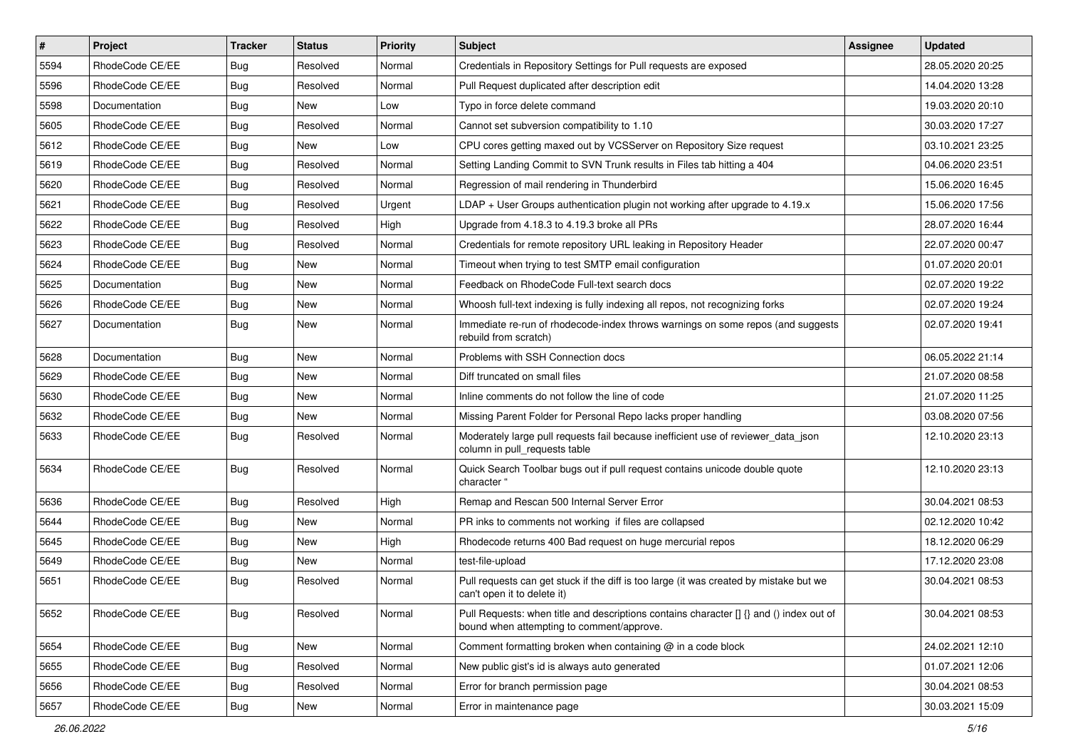| # | Project | Tracker | Status | Priority | Subject | Assignee | Updated |
|---|---|---|---|---|---|---|---|
| 5594 | RhodeCode CE/EE | Bug | Resolved | Normal | Credentials in Repository Settings for Pull requests are exposed | | 28.05.2020 20:25 |
| 5596 | RhodeCode CE/EE | Bug | Resolved | Normal | Pull Request duplicated after description edit | | 14.04.2020 13:28 |
| 5598 | Documentation | Bug | New | Low | Typo in force delete command | | 19.03.2020 20:10 |
| 5605 | RhodeCode CE/EE | Bug | Resolved | Normal | Cannot set subversion compatibility to 1.10 | | 30.03.2020 17:27 |
| 5612 | RhodeCode CE/EE | Bug | New | Low | CPU cores getting maxed out by VCSServer on Repository Size request | | 03.10.2021 23:25 |
| 5619 | RhodeCode CE/EE | Bug | Resolved | Normal | Setting Landing Commit to SVN Trunk results in Files tab hitting a 404 | | 04.06.2020 23:51 |
| 5620 | RhodeCode CE/EE | Bug | Resolved | Normal | Regression of mail rendering in Thunderbird | | 15.06.2020 16:45 |
| 5621 | RhodeCode CE/EE | Bug | Resolved | Urgent | LDAP + User Groups authentication plugin not working after upgrade to 4.19.x | | 15.06.2020 17:56 |
| 5622 | RhodeCode CE/EE | Bug | Resolved | High | Upgrade from 4.18.3 to 4.19.3 broke all PRs | | 28.07.2020 16:44 |
| 5623 | RhodeCode CE/EE | Bug | Resolved | Normal | Credentials for remote repository URL leaking in Repository Header | | 22.07.2020 00:47 |
| 5624 | RhodeCode CE/EE | Bug | New | Normal | Timeout when trying to test SMTP email configuration | | 01.07.2020 20:01 |
| 5625 | Documentation | Bug | New | Normal | Feedback on RhodeCode Full-text search docs | | 02.07.2020 19:22 |
| 5626 | RhodeCode CE/EE | Bug | New | Normal | Whoosh full-text indexing is fully indexing all repos, not recognizing forks | | 02.07.2020 19:24 |
| 5627 | Documentation | Bug | New | Normal | Immediate re-run of rhodecode-index throws warnings on some repos (and suggests rebuild from scratch) | | 02.07.2020 19:41 |
| 5628 | Documentation | Bug | New | Normal | Problems with SSH Connection docs | | 06.05.2022 21:14 |
| 5629 | RhodeCode CE/EE | Bug | New | Normal | Diff truncated on small files | | 21.07.2020 08:58 |
| 5630 | RhodeCode CE/EE | Bug | New | Normal | Inline comments do not follow the line of code | | 21.07.2020 11:25 |
| 5632 | RhodeCode CE/EE | Bug | New | Normal | Missing Parent Folder for Personal Repo lacks proper handling | | 03.08.2020 07:56 |
| 5633 | RhodeCode CE/EE | Bug | Resolved | Normal | Moderately large pull requests fail because inefficient use of reviewer_data_json column in pull_requests table | | 12.10.2020 23:13 |
| 5634 | RhodeCode CE/EE | Bug | Resolved | Normal | Quick Search Toolbar bugs out if pull request contains unicode double quote character " | | 12.10.2020 23:13 |
| 5636 | RhodeCode CE/EE | Bug | Resolved | High | Remap and Rescan 500 Internal Server Error | | 30.04.2021 08:53 |
| 5644 | RhodeCode CE/EE | Bug | New | Normal | PR inks to comments not working if files are collapsed | | 02.12.2020 10:42 |
| 5645 | RhodeCode CE/EE | Bug | New | High | Rhodecode returns 400 Bad request on huge mercurial repos | | 18.12.2020 06:29 |
| 5649 | RhodeCode CE/EE | Bug | New | Normal | test-file-upload | | 17.12.2020 23:08 |
| 5651 | RhodeCode CE/EE | Bug | Resolved | Normal | Pull requests can get stuck if the diff is too large (it was created by mistake but we can't open it to delete it) | | 30.04.2021 08:53 |
| 5652 | RhodeCode CE/EE | Bug | Resolved | Normal | Pull Requests: when title and descriptions contains character [] {} and () index out of bound when attempting to comment/approve. | | 30.04.2021 08:53 |
| 5654 | RhodeCode CE/EE | Bug | New | Normal | Comment formatting broken when containing @ in a code block | | 24.02.2021 12:10 |
| 5655 | RhodeCode CE/EE | Bug | Resolved | Normal | New public gist's id is always auto generated | | 01.07.2021 12:06 |
| 5656 | RhodeCode CE/EE | Bug | Resolved | Normal | Error for branch permission page | | 30.04.2021 08:53 |
| 5657 | RhodeCode CE/EE | Bug | New | Normal | Error in maintenance page | | 30.03.2021 15:09 |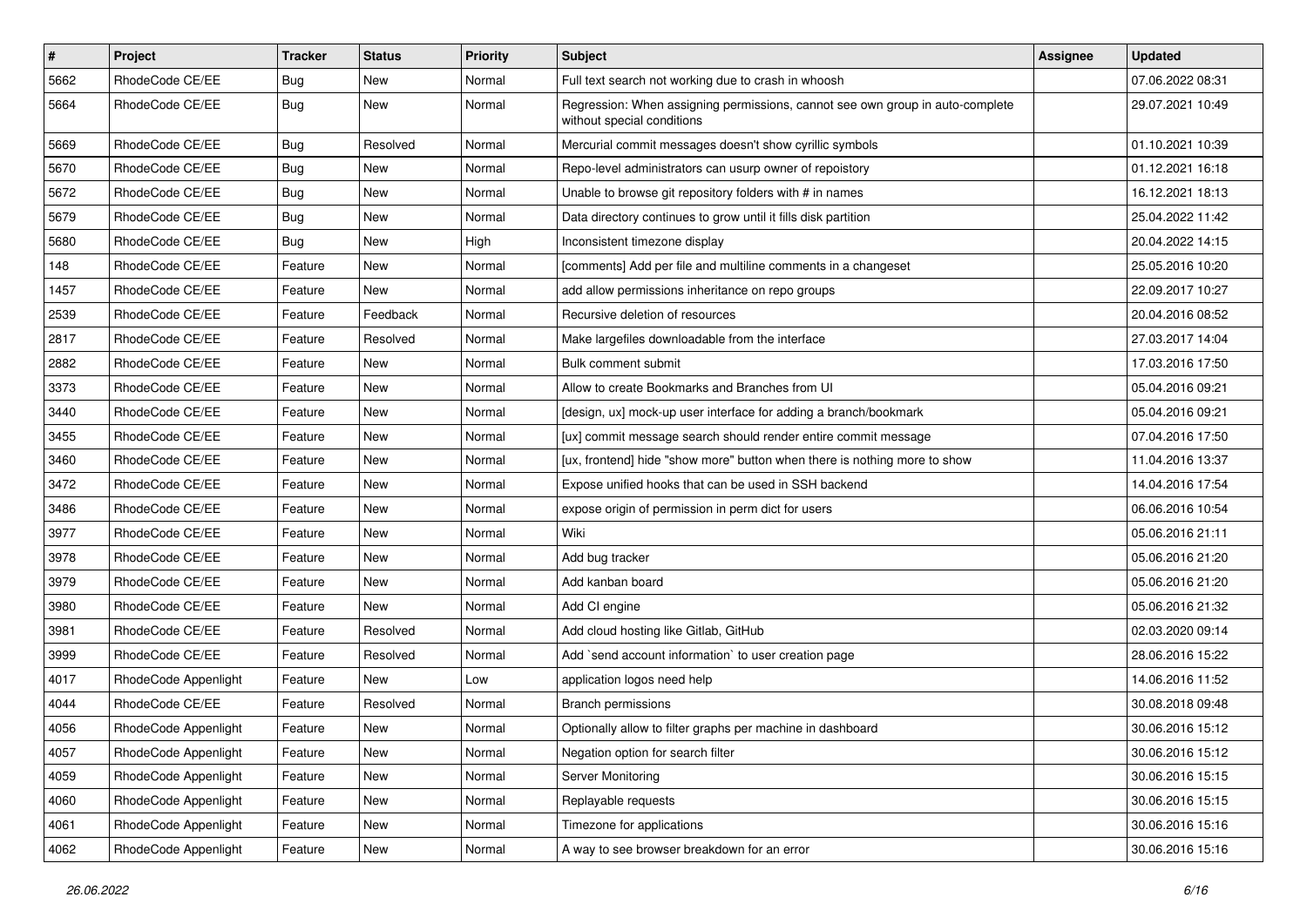| # | Project | Tracker | Status | Priority | Subject | Assignee | Updated |
|---|---|---|---|---|---|---|---|
| 5662 | RhodeCode CE/EE | Bug | New | Normal | Full text search not working due to crash in whoosh | | 07.06.2022 08:31 |
| 5664 | RhodeCode CE/EE | Bug | New | Normal | Regression: When assigning permissions, cannot see own group in auto-complete without special conditions | | 29.07.2021 10:49 |
| 5669 | RhodeCode CE/EE | Bug | Resolved | Normal | Mercurial commit messages doesn't show cyrillic symbols | | 01.10.2021 10:39 |
| 5670 | RhodeCode CE/EE | Bug | New | Normal | Repo-level administrators can usurp owner of repoistory | | 01.12.2021 16:18 |
| 5672 | RhodeCode CE/EE | Bug | New | Normal | Unable to browse git repository folders with # in names | | 16.12.2021 18:13 |
| 5679 | RhodeCode CE/EE | Bug | New | Normal | Data directory continues to grow until it fills disk partition | | 25.04.2022 11:42 |
| 5680 | RhodeCode CE/EE | Bug | New | High | Inconsistent timezone display | | 20.04.2022 14:15 |
| 148 | RhodeCode CE/EE | Feature | New | Normal | [comments] Add per file and multiline comments in a changeset | | 25.05.2016 10:20 |
| 1457 | RhodeCode CE/EE | Feature | New | Normal | add allow permissions inheritance on repo groups | | 22.09.2017 10:27 |
| 2539 | RhodeCode CE/EE | Feature | Feedback | Normal | Recursive deletion of resources | | 20.04.2016 08:52 |
| 2817 | RhodeCode CE/EE | Feature | Resolved | Normal | Make largefiles downloadable from the interface | | 27.03.2017 14:04 |
| 2882 | RhodeCode CE/EE | Feature | New | Normal | Bulk comment submit | | 17.03.2016 17:50 |
| 3373 | RhodeCode CE/EE | Feature | New | Normal | Allow to create Bookmarks and Branches from UI | | 05.04.2016 09:21 |
| 3440 | RhodeCode CE/EE | Feature | New | Normal | [design, ux] mock-up user interface for adding a branch/bookmark | | 05.04.2016 09:21 |
| 3455 | RhodeCode CE/EE | Feature | New | Normal | [ux] commit message search should render entire commit message | | 07.04.2016 17:50 |
| 3460 | RhodeCode CE/EE | Feature | New | Normal | [ux, frontend] hide "show more" button when there is nothing more to show | | 11.04.2016 13:37 |
| 3472 | RhodeCode CE/EE | Feature | New | Normal | Expose unified hooks that can be used in SSH backend | | 14.04.2016 17:54 |
| 3486 | RhodeCode CE/EE | Feature | New | Normal | expose origin of permission in perm dict for users | | 06.06.2016 10:54 |
| 3977 | RhodeCode CE/EE | Feature | New | Normal | Wiki | | 05.06.2016 21:11 |
| 3978 | RhodeCode CE/EE | Feature | New | Normal | Add bug tracker | | 05.06.2016 21:20 |
| 3979 | RhodeCode CE/EE | Feature | New | Normal | Add kanban board | | 05.06.2016 21:20 |
| 3980 | RhodeCode CE/EE | Feature | New | Normal | Add CI engine | | 05.06.2016 21:32 |
| 3981 | RhodeCode CE/EE | Feature | Resolved | Normal | Add cloud hosting like Gitlab, GitHub | | 02.03.2020 09:14 |
| 3999 | RhodeCode CE/EE | Feature | Resolved | Normal | Add `send account information` to user creation page | | 28.06.2016 15:22 |
| 4017 | RhodeCode Appenlight | Feature | New | Low | application logos need help | | 14.06.2016 11:52 |
| 4044 | RhodeCode CE/EE | Feature | Resolved | Normal | Branch permissions | | 30.08.2018 09:48 |
| 4056 | RhodeCode Appenlight | Feature | New | Normal | Optionally allow to filter graphs per machine in dashboard | | 30.06.2016 15:12 |
| 4057 | RhodeCode Appenlight | Feature | New | Normal | Negation option for search filter | | 30.06.2016 15:12 |
| 4059 | RhodeCode Appenlight | Feature | New | Normal | Server Monitoring | | 30.06.2016 15:15 |
| 4060 | RhodeCode Appenlight | Feature | New | Normal | Replayable requests | | 30.06.2016 15:15 |
| 4061 | RhodeCode Appenlight | Feature | New | Normal | Timezone for applications | | 30.06.2016 15:16 |
| 4062 | RhodeCode Appenlight | Feature | New | Normal | A way to see browser breakdown for an error | | 30.06.2016 15:16 |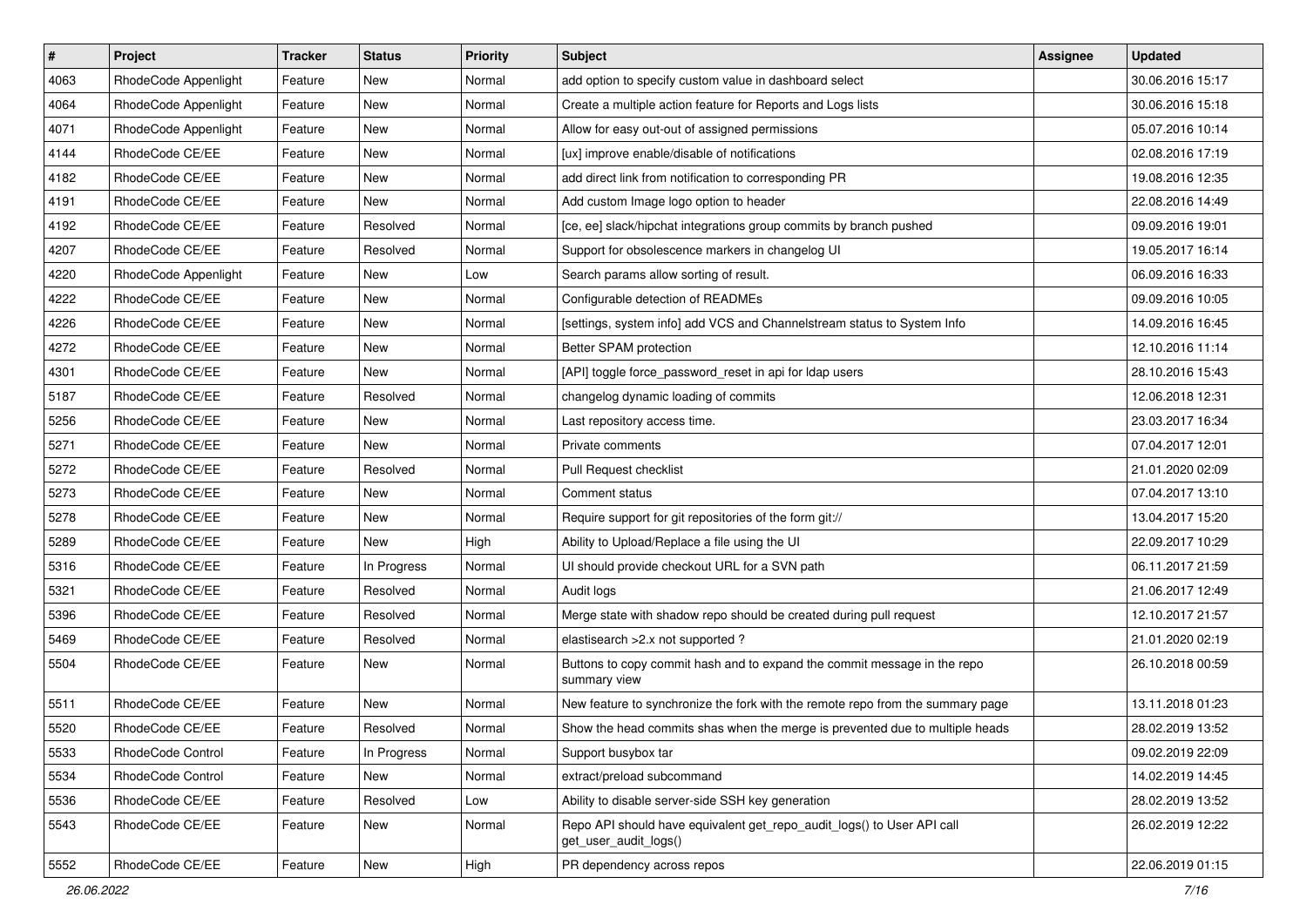| # | Project | Tracker | Status | Priority | Subject | Assignee | Updated |
|---|---|---|---|---|---|---|---|
| 4063 | RhodeCode Appenlight | Feature | New | Normal | add option to specify custom value in dashboard select | | 30.06.2016 15:17 |
| 4064 | RhodeCode Appenlight | Feature | New | Normal | Create a multiple action feature for Reports and Logs lists | | 30.06.2016 15:18 |
| 4071 | RhodeCode Appenlight | Feature | New | Normal | Allow for easy out-out of assigned permissions | | 05.07.2016 10:14 |
| 4144 | RhodeCode CE/EE | Feature | New | Normal | [ux] improve enable/disable of notifications | | 02.08.2016 17:19 |
| 4182 | RhodeCode CE/EE | Feature | New | Normal | add direct link from notification to corresponding PR | | 19.08.2016 12:35 |
| 4191 | RhodeCode CE/EE | Feature | New | Normal | Add custom Image logo option to header | | 22.08.2016 14:49 |
| 4192 | RhodeCode CE/EE | Feature | Resolved | Normal | [ce, ee] slack/hipchat integrations group commits by branch pushed | | 09.09.2016 19:01 |
| 4207 | RhodeCode CE/EE | Feature | Resolved | Normal | Support for obsolescence markers in changelog UI | | 19.05.2017 16:14 |
| 4220 | RhodeCode Appenlight | Feature | New | Low | Search params allow sorting of result. | | 06.09.2016 16:33 |
| 4222 | RhodeCode CE/EE | Feature | New | Normal | Configurable detection of READMEs | | 09.09.2016 10:05 |
| 4226 | RhodeCode CE/EE | Feature | New | Normal | [settings, system info] add VCS and Channelstream status to System Info | | 14.09.2016 16:45 |
| 4272 | RhodeCode CE/EE | Feature | New | Normal | Better SPAM protection | | 12.10.2016 11:14 |
| 4301 | RhodeCode CE/EE | Feature | New | Normal | [API] toggle force_password_reset in api for ldap users | | 28.10.2016 15:43 |
| 5187 | RhodeCode CE/EE | Feature | Resolved | Normal | changelog dynamic loading of commits | | 12.06.2018 12:31 |
| 5256 | RhodeCode CE/EE | Feature | New | Normal | Last repository access time. | | 23.03.2017 16:34 |
| 5271 | RhodeCode CE/EE | Feature | New | Normal | Private comments | | 07.04.2017 12:01 |
| 5272 | RhodeCode CE/EE | Feature | Resolved | Normal | Pull Request checklist | | 21.01.2020 02:09 |
| 5273 | RhodeCode CE/EE | Feature | New | Normal | Comment status | | 07.04.2017 13:10 |
| 5278 | RhodeCode CE/EE | Feature | New | Normal | Require support for git repositories of the form git:// | | 13.04.2017 15:20 |
| 5289 | RhodeCode CE/EE | Feature | New | High | Ability to Upload/Replace a file using the UI | | 22.09.2017 10:29 |
| 5316 | RhodeCode CE/EE | Feature | In Progress | Normal | UI should provide checkout URL for a SVN path | | 06.11.2017 21:59 |
| 5321 | RhodeCode CE/EE | Feature | Resolved | Normal | Audit logs | | 21.06.2017 12:49 |
| 5396 | RhodeCode CE/EE | Feature | Resolved | Normal | Merge state with shadow repo should be created during pull request | | 12.10.2017 21:57 |
| 5469 | RhodeCode CE/EE | Feature | Resolved | Normal | elastisearch >2.x not supported ? | | 21.01.2020 02:19 |
| 5504 | RhodeCode CE/EE | Feature | New | Normal | Buttons to copy commit hash and to expand the commit message in the repo summary view | | 26.10.2018 00:59 |
| 5511 | RhodeCode CE/EE | Feature | New | Normal | New feature to synchronize the fork with the remote repo from the summary page | | 13.11.2018 01:23 |
| 5520 | RhodeCode CE/EE | Feature | Resolved | Normal | Show the head commits shas when the merge is prevented due to multiple heads | | 28.02.2019 13:52 |
| 5533 | RhodeCode Control | Feature | In Progress | Normal | Support busybox tar | | 09.02.2019 22:09 |
| 5534 | RhodeCode Control | Feature | New | Normal | extract/preload subcommand | | 14.02.2019 14:45 |
| 5536 | RhodeCode CE/EE | Feature | Resolved | Low | Ability to disable server-side SSH key generation | | 28.02.2019 13:52 |
| 5543 | RhodeCode CE/EE | Feature | New | Normal | Repo API should have equivalent get_repo_audit_logs() to User API call get_user_audit_logs() | | 26.02.2019 12:22 |
| 5552 | RhodeCode CE/EE | Feature | New | High | PR dependency across repos | | 22.06.2019 01:15 |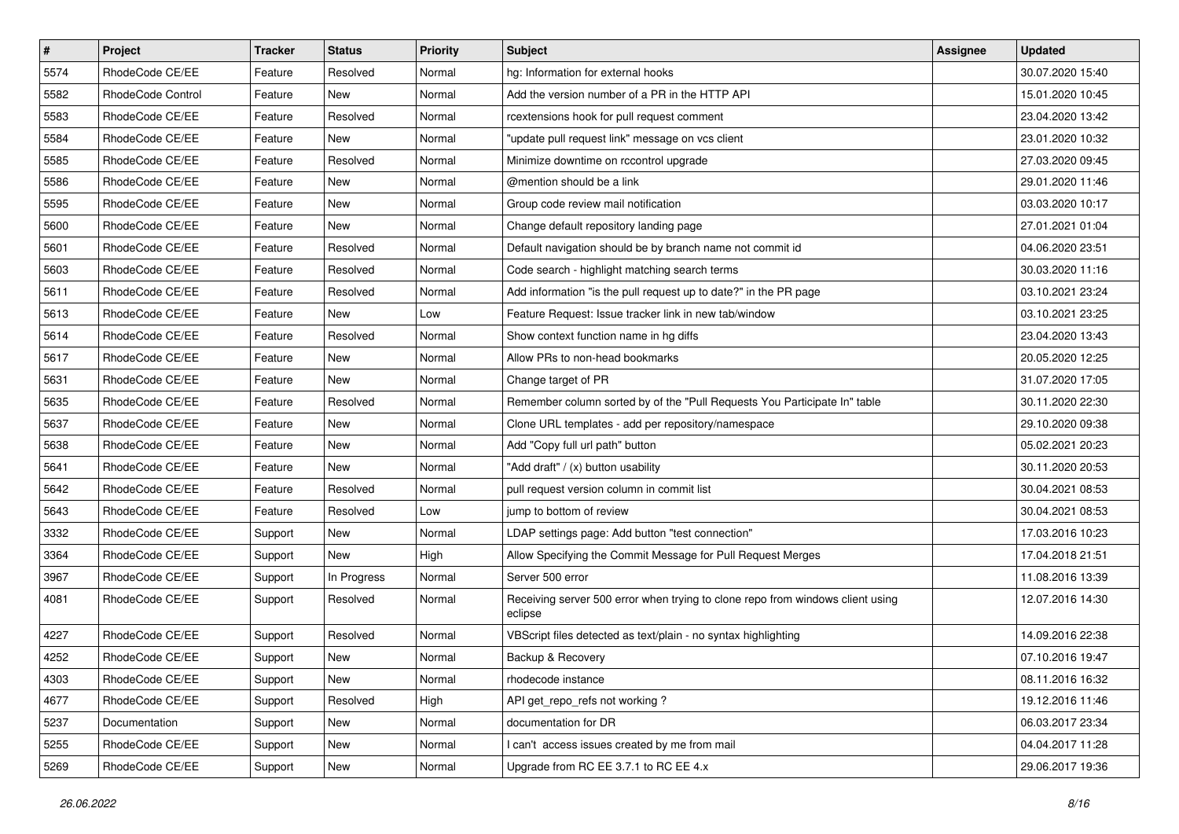| # | Project | Tracker | Status | Priority | Subject | Assignee | Updated |
|---|---|---|---|---|---|---|---|
| 5574 | RhodeCode CE/EE | Feature | Resolved | Normal | hg: Information for external hooks | | 30.07.2020 15:40 |
| 5582 | RhodeCode Control | Feature | New | Normal | Add the version number of a PR in the HTTP API | | 15.01.2020 10:45 |
| 5583 | RhodeCode CE/EE | Feature | Resolved | Normal | rcextensions hook for pull request comment | | 23.04.2020 13:42 |
| 5584 | RhodeCode CE/EE | Feature | New | Normal | "update pull request link" message on vcs client | | 23.01.2020 10:32 |
| 5585 | RhodeCode CE/EE | Feature | Resolved | Normal | Minimize downtime on rccontrol upgrade | | 27.03.2020 09:45 |
| 5586 | RhodeCode CE/EE | Feature | New | Normal | @mention should be a link | | 29.01.2020 11:46 |
| 5595 | RhodeCode CE/EE | Feature | New | Normal | Group code review mail notification | | 03.03.2020 10:17 |
| 5600 | RhodeCode CE/EE | Feature | New | Normal | Change default repository landing page | | 27.01.2021 01:04 |
| 5601 | RhodeCode CE/EE | Feature | Resolved | Normal | Default navigation should be by branch name not commit id | | 04.06.2020 23:51 |
| 5603 | RhodeCode CE/EE | Feature | Resolved | Normal | Code search - highlight matching search terms | | 30.03.2020 11:16 |
| 5611 | RhodeCode CE/EE | Feature | Resolved | Normal | Add information "is the pull request up to date?" in the PR page | | 03.10.2021 23:24 |
| 5613 | RhodeCode CE/EE | Feature | New | Low | Feature Request: Issue tracker link in new tab/window | | 03.10.2021 23:25 |
| 5614 | RhodeCode CE/EE | Feature | Resolved | Normal | Show context function name in hg diffs | | 23.04.2020 13:43 |
| 5617 | RhodeCode CE/EE | Feature | New | Normal | Allow PRs to non-head bookmarks | | 20.05.2020 12:25 |
| 5631 | RhodeCode CE/EE | Feature | New | Normal | Change target of PR | | 31.07.2020 17:05 |
| 5635 | RhodeCode CE/EE | Feature | Resolved | Normal | Remember column sorted by of the "Pull Requests You Participate In" table | | 30.11.2020 22:30 |
| 5637 | RhodeCode CE/EE | Feature | New | Normal | Clone URL templates - add per repository/namespace | | 29.10.2020 09:38 |
| 5638 | RhodeCode CE/EE | Feature | New | Normal | Add "Copy full url path" button | | 05.02.2021 20:23 |
| 5641 | RhodeCode CE/EE | Feature | New | Normal | "Add draft" / (x) button usability | | 30.11.2020 20:53 |
| 5642 | RhodeCode CE/EE | Feature | Resolved | Normal | pull request version column in commit list | | 30.04.2021 08:53 |
| 5643 | RhodeCode CE/EE | Feature | Resolved | Low | jump to bottom of review | | 30.04.2021 08:53 |
| 3332 | RhodeCode CE/EE | Support | New | Normal | LDAP settings page: Add button "test connection" | | 17.03.2016 10:23 |
| 3364 | RhodeCode CE/EE | Support | New | High | Allow Specifying the Commit Message for Pull Request Merges | | 17.04.2018 21:51 |
| 3967 | RhodeCode CE/EE | Support | In Progress | Normal | Server 500 error | | 11.08.2016 13:39 |
| 4081 | RhodeCode CE/EE | Support | Resolved | Normal | Receiving server 500 error when trying to clone repo from windows client using eclipse | | 12.07.2016 14:30 |
| 4227 | RhodeCode CE/EE | Support | Resolved | Normal | VBScript files detected as text/plain - no syntax highlighting | | 14.09.2016 22:38 |
| 4252 | RhodeCode CE/EE | Support | New | Normal | Backup & Recovery | | 07.10.2016 19:47 |
| 4303 | RhodeCode CE/EE | Support | New | Normal | rhodecode instance | | 08.11.2016 16:32 |
| 4677 | RhodeCode CE/EE | Support | Resolved | High | API get_repo_refs not working ? | | 19.12.2016 11:46 |
| 5237 | Documentation | Support | New | Normal | documentation for DR | | 06.03.2017 23:34 |
| 5255 | RhodeCode CE/EE | Support | New | Normal | I can't access issues created by me from mail | | 04.04.2017 11:28 |
| 5269 | RhodeCode CE/EE | Support | New | Normal | Upgrade from RC EE 3.7.1 to RC EE 4.x | | 29.06.2017 19:36 |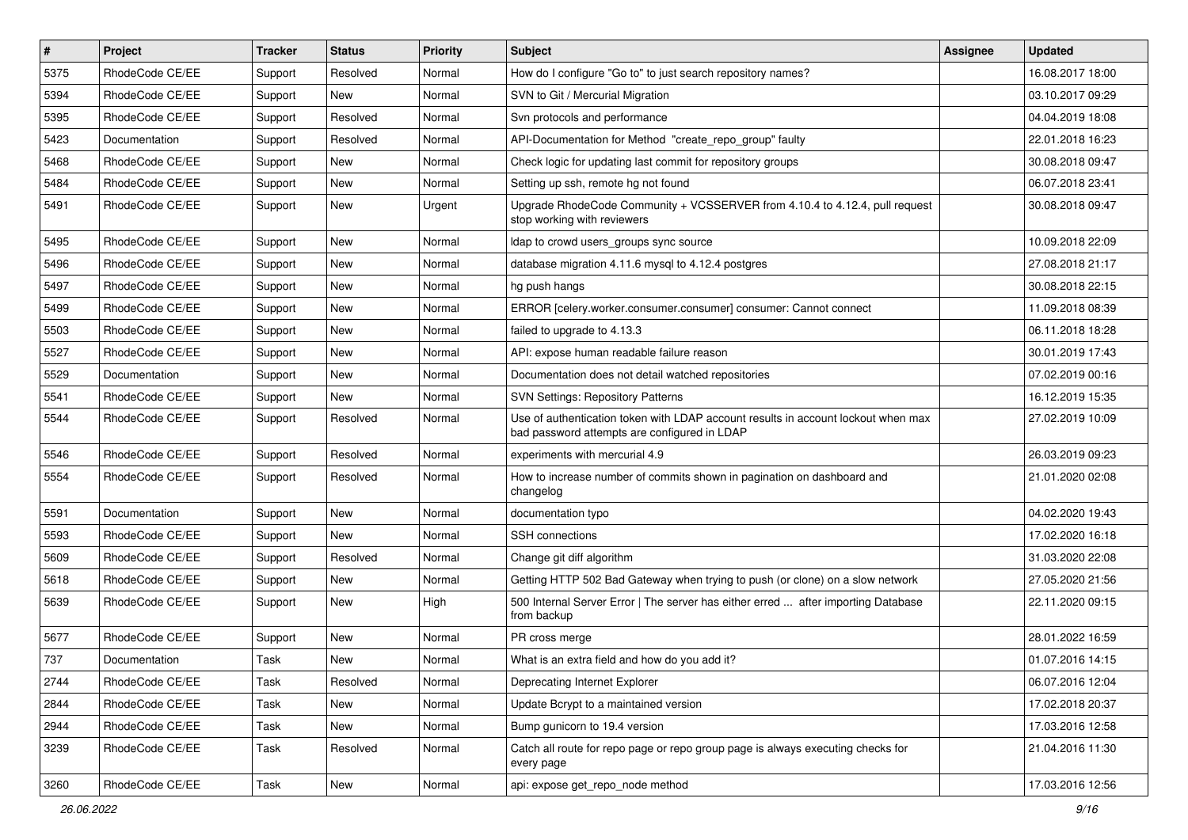| # | Project | Tracker | Status | Priority | Subject | Assignee | Updated |
|---|---|---|---|---|---|---|---|
| 5375 | RhodeCode CE/EE | Support | Resolved | Normal | How do I configure "Go to" to just search repository names? | | 16.08.2017 18:00 |
| 5394 | RhodeCode CE/EE | Support | New | Normal | SVN to Git / Mercurial Migration | | 03.10.2017 09:29 |
| 5395 | RhodeCode CE/EE | Support | Resolved | Normal | Svn protocols and performance | | 04.04.2019 18:08 |
| 5423 | Documentation | Support | Resolved | Normal | API-Documentation for Method "create_repo_group" faulty | | 22.01.2018 16:23 |
| 5468 | RhodeCode CE/EE | Support | New | Normal | Check logic for updating last commit for repository groups | | 30.08.2018 09:47 |
| 5484 | RhodeCode CE/EE | Support | New | Normal | Setting up ssh, remote hg not found | | 06.07.2018 23:41 |
| 5491 | RhodeCode CE/EE | Support | New | Urgent | Upgrade RhodeCode Community + VCSSERVER from 4.10.4 to 4.12.4, pull request stop working with reviewers | | 30.08.2018 09:47 |
| 5495 | RhodeCode CE/EE | Support | New | Normal | ldap to crowd users_groups sync source | | 10.09.2018 22:09 |
| 5496 | RhodeCode CE/EE | Support | New | Normal | database migration 4.11.6 mysql to 4.12.4 postgres | | 27.08.2018 21:17 |
| 5497 | RhodeCode CE/EE | Support | New | Normal | hg push hangs | | 30.08.2018 22:15 |
| 5499 | RhodeCode CE/EE | Support | New | Normal | ERROR [celery.worker.consumer.consumer] consumer: Cannot connect | | 11.09.2018 08:39 |
| 5503 | RhodeCode CE/EE | Support | New | Normal | failed to upgrade to 4.13.3 | | 06.11.2018 18:28 |
| 5527 | RhodeCode CE/EE | Support | New | Normal | API: expose human readable failure reason | | 30.01.2019 17:43 |
| 5529 | Documentation | Support | New | Normal | Documentation does not detail watched repositories | | 07.02.2019 00:16 |
| 5541 | RhodeCode CE/EE | Support | New | Normal | SVN Settings: Repository Patterns | | 16.12.2019 15:35 |
| 5544 | RhodeCode CE/EE | Support | Resolved | Normal | Use of authentication token with LDAP account results in account lockout when max bad password attempts are configured in LDAP | | 27.02.2019 10:09 |
| 5546 | RhodeCode CE/EE | Support | Resolved | Normal | experiments with mercurial 4.9 | | 26.03.2019 09:23 |
| 5554 | RhodeCode CE/EE | Support | Resolved | Normal | How to increase number of commits shown in pagination on dashboard and changelog | | 21.01.2020 02:08 |
| 5591 | Documentation | Support | New | Normal | documentation typo | | 04.02.2020 19:43 |
| 5593 | RhodeCode CE/EE | Support | New | Normal | SSH connections | | 17.02.2020 16:18 |
| 5609 | RhodeCode CE/EE | Support | Resolved | Normal | Change git diff algorithm | | 31.03.2020 22:08 |
| 5618 | RhodeCode CE/EE | Support | New | Normal | Getting HTTP 502 Bad Gateway when trying to push (or clone) on a slow network | | 27.05.2020 21:56 |
| 5639 | RhodeCode CE/EE | Support | New | High | 500 Internal Server Error \| The server has either erred ... after importing Database from backup | | 22.11.2020 09:15 |
| 5677 | RhodeCode CE/EE | Support | New | Normal | PR cross merge | | 28.01.2022 16:59 |
| 737 | Documentation | Task | New | Normal | What is an extra field and how do you add it? | | 01.07.2016 14:15 |
| 2744 | RhodeCode CE/EE | Task | Resolved | Normal | Deprecating Internet Explorer | | 06.07.2016 12:04 |
| 2844 | RhodeCode CE/EE | Task | New | Normal | Update Bcrypt to a maintained version | | 17.02.2018 20:37 |
| 2944 | RhodeCode CE/EE | Task | New | Normal | Bump gunicorn to 19.4 version | | 17.03.2016 12:58 |
| 3239 | RhodeCode CE/EE | Task | Resolved | Normal | Catch all route for repo page or repo group page is always executing checks for every page | | 21.04.2016 11:30 |
| 3260 | RhodeCode CE/EE | Task | New | Normal | api: expose get_repo_node method | | 17.03.2016 12:56 |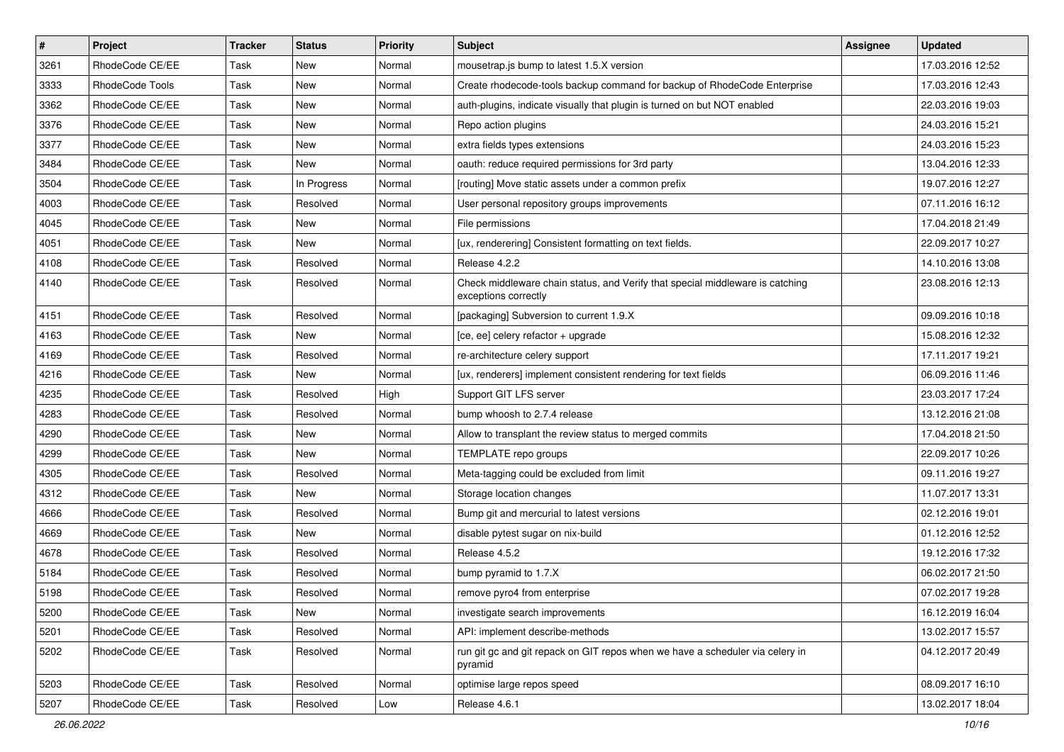| # | Project | Tracker | Status | Priority | Subject | Assignee | Updated |
|---|---|---|---|---|---|---|---|
| 3261 | RhodeCode CE/EE | Task | New | Normal | mousetrap.js bump to latest 1.5.X version | | 17.03.2016 12:52 |
| 3333 | RhodeCode Tools | Task | New | Normal | Create rhodecode-tools backup command for backup of RhodeCode Enterprise | | 17.03.2016 12:43 |
| 3362 | RhodeCode CE/EE | Task | New | Normal | auth-plugins, indicate visually that plugin is turned on but NOT enabled | | 22.03.2016 19:03 |
| 3376 | RhodeCode CE/EE | Task | New | Normal | Repo action plugins | | 24.03.2016 15:21 |
| 3377 | RhodeCode CE/EE | Task | New | Normal | extra fields types extensions | | 24.03.2016 15:23 |
| 3484 | RhodeCode CE/EE | Task | New | Normal | oauth: reduce required permissions for 3rd party | | 13.04.2016 12:33 |
| 3504 | RhodeCode CE/EE | Task | In Progress | Normal | [routing] Move static assets under a common prefix | | 19.07.2016 12:27 |
| 4003 | RhodeCode CE/EE | Task | Resolved | Normal | User personal repository groups improvements | | 07.11.2016 16:12 |
| 4045 | RhodeCode CE/EE | Task | New | Normal | File permissions | | 17.04.2018 21:49 |
| 4051 | RhodeCode CE/EE | Task | New | Normal | [ux, renderering] Consistent formatting on text fields. | | 22.09.2017 10:27 |
| 4108 | RhodeCode CE/EE | Task | Resolved | Normal | Release 4.2.2 | | 14.10.2016 13:08 |
| 4140 | RhodeCode CE/EE | Task | Resolved | Normal | Check middleware chain status, and Verify that special middleware is catching exceptions correctly | | 23.08.2016 12:13 |
| 4151 | RhodeCode CE/EE | Task | Resolved | Normal | [packaging] Subversion to current 1.9.X | | 09.09.2016 10:18 |
| 4163 | RhodeCode CE/EE | Task | New | Normal | [ce, ee] celery refactor + upgrade | | 15.08.2016 12:32 |
| 4169 | RhodeCode CE/EE | Task | Resolved | Normal | re-architecture celery support | | 17.11.2017 19:21 |
| 4216 | RhodeCode CE/EE | Task | New | Normal | [ux, renderers] implement consistent rendering for text fields | | 06.09.2016 11:46 |
| 4235 | RhodeCode CE/EE | Task | Resolved | High | Support GIT LFS server | | 23.03.2017 17:24 |
| 4283 | RhodeCode CE/EE | Task | Resolved | Normal | bump whoosh to 2.7.4 release | | 13.12.2016 21:08 |
| 4290 | RhodeCode CE/EE | Task | New | Normal | Allow to transplant the review status to merged commits | | 17.04.2018 21:50 |
| 4299 | RhodeCode CE/EE | Task | New | Normal | TEMPLATE repo groups | | 22.09.2017 10:26 |
| 4305 | RhodeCode CE/EE | Task | Resolved | Normal | Meta-tagging could be excluded from limit | | 09.11.2016 19:27 |
| 4312 | RhodeCode CE/EE | Task | New | Normal | Storage location changes | | 11.07.2017 13:31 |
| 4666 | RhodeCode CE/EE | Task | Resolved | Normal | Bump git and mercurial to latest versions | | 02.12.2016 19:01 |
| 4669 | RhodeCode CE/EE | Task | New | Normal | disable pytest sugar on nix-build | | 01.12.2016 12:52 |
| 4678 | RhodeCode CE/EE | Task | Resolved | Normal | Release 4.5.2 | | 19.12.2016 17:32 |
| 5184 | RhodeCode CE/EE | Task | Resolved | Normal | bump pyramid to 1.7.X | | 06.02.2017 21:50 |
| 5198 | RhodeCode CE/EE | Task | Resolved | Normal | remove pyro4 from enterprise | | 07.02.2017 19:28 |
| 5200 | RhodeCode CE/EE | Task | New | Normal | investigate search improvements | | 16.12.2019 16:04 |
| 5201 | RhodeCode CE/EE | Task | Resolved | Normal | API: implement describe-methods | | 13.02.2017 15:57 |
| 5202 | RhodeCode CE/EE | Task | Resolved | Normal | run git gc and git repack on GIT repos when we have a scheduler via celery in pyramid | | 04.12.2017 20:49 |
| 5203 | RhodeCode CE/EE | Task | Resolved | Normal | optimise large repos speed | | 08.09.2017 16:10 |
| 5207 | RhodeCode CE/EE | Task | Resolved | Low | Release 4.6.1 | | 13.02.2017 18:04 |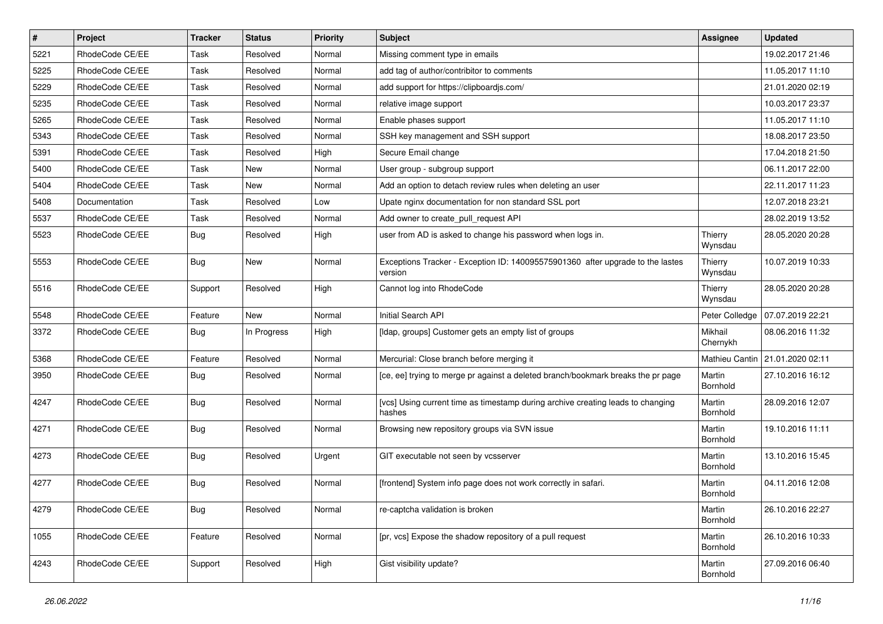| # | Project | Tracker | Status | Priority | Subject | Assignee | Updated |
|---|---|---|---|---|---|---|---|
| 5221 | RhodeCode CE/EE | Task | Resolved | Normal | Missing comment type in emails | | 19.02.2017 21:46 |
| 5225 | RhodeCode CE/EE | Task | Resolved | Normal | add tag of author/contribitor to comments | | 11.05.2017 11:10 |
| 5229 | RhodeCode CE/EE | Task | Resolved | Normal | add support for https://clipboardjs.com/ | | 21.01.2020 02:19 |
| 5235 | RhodeCode CE/EE | Task | Resolved | Normal | relative image support | | 10.03.2017 23:37 |
| 5265 | RhodeCode CE/EE | Task | Resolved | Normal | Enable phases support | | 11.05.2017 11:10 |
| 5343 | RhodeCode CE/EE | Task | Resolved | Normal | SSH key management and SSH support | | 18.08.2017 23:50 |
| 5391 | RhodeCode CE/EE | Task | Resolved | High | Secure Email change | | 17.04.2018 21:50 |
| 5400 | RhodeCode CE/EE | Task | New | Normal | User group - subgroup support | | 06.11.2017 22:00 |
| 5404 | RhodeCode CE/EE | Task | New | Normal | Add an option to detach review rules when deleting an user | | 22.11.2017 11:23 |
| 5408 | Documentation | Task | Resolved | Low | Upate nginx documentation for non standard SSL port | | 12.07.2018 23:21 |
| 5537 | RhodeCode CE/EE | Task | Resolved | Normal | Add owner to create_pull_request API | | 28.02.2019 13:52 |
| 5523 | RhodeCode CE/EE | Bug | Resolved | High | user from AD is asked to change his password when logs in. | Thierry Wynsdau | 28.05.2020 20:28 |
| 5553 | RhodeCode CE/EE | Bug | New | Normal | Exceptions Tracker - Exception ID: 140095575901360 after upgrade to the lastes version | Thierry Wynsdau | 10.07.2019 10:33 |
| 5516 | RhodeCode CE/EE | Support | Resolved | High | Cannot log into RhodeCode | Thierry Wynsdau | 28.05.2020 20:28 |
| 5548 | RhodeCode CE/EE | Feature | New | Normal | Initial Search API | Peter Colledge | 07.07.2019 22:21 |
| 3372 | RhodeCode CE/EE | Bug | In Progress | High | [ldap, groups] Customer gets an empty list of groups | Mikhail Chernykh | 08.06.2016 11:32 |
| 5368 | RhodeCode CE/EE | Feature | Resolved | Normal | Mercurial: Close branch before merging it | Mathieu Cantin | 21.01.2020 02:11 |
| 3950 | RhodeCode CE/EE | Bug | Resolved | Normal | [ce, ee] trying to merge pr against a deleted branch/bookmark breaks the pr page | Martin Bornhold | 27.10.2016 16:12 |
| 4247 | RhodeCode CE/EE | Bug | Resolved | Normal | [vcs] Using current time as timestamp during archive creating leads to changing hashes | Martin Bornhold | 28.09.2016 12:07 |
| 4271 | RhodeCode CE/EE | Bug | Resolved | Normal | Browsing new repository groups via SVN issue | Martin Bornhold | 19.10.2016 11:11 |
| 4273 | RhodeCode CE/EE | Bug | Resolved | Urgent | GIT executable not seen by vcsserver | Martin Bornhold | 13.10.2016 15:45 |
| 4277 | RhodeCode CE/EE | Bug | Resolved | Normal | [frontend] System info page does not work correctly in safari. | Martin Bornhold | 04.11.2016 12:08 |
| 4279 | RhodeCode CE/EE | Bug | Resolved | Normal | re-captcha validation is broken | Martin Bornhold | 26.10.2016 22:27 |
| 1055 | RhodeCode CE/EE | Feature | Resolved | Normal | [pr, vcs] Expose the shadow repository of a pull request | Martin Bornhold | 26.10.2016 10:33 |
| 4243 | RhodeCode CE/EE | Support | Resolved | High | Gist visibility update? | Martin Bornhold | 27.09.2016 06:40 |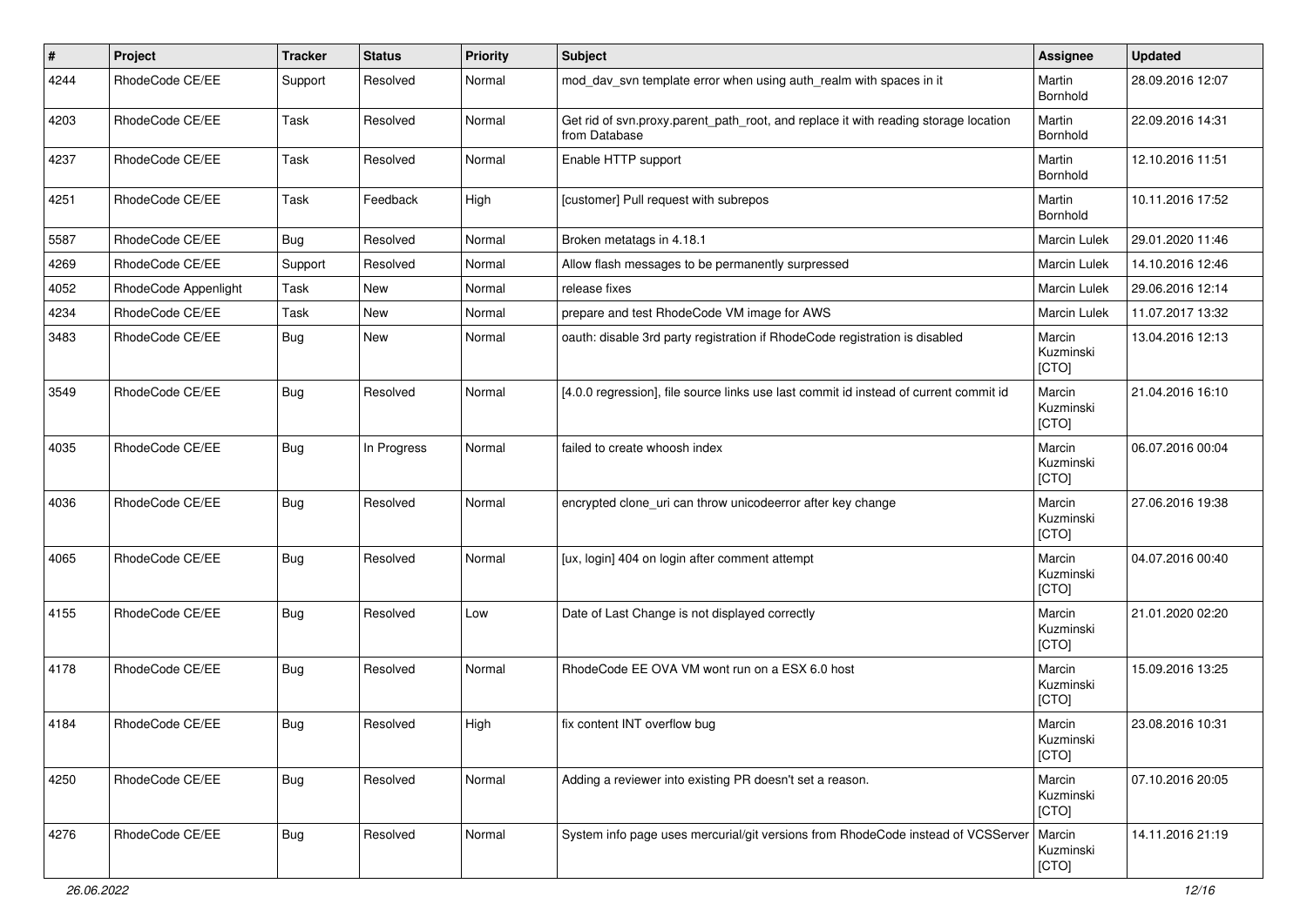| # | Project | Tracker | Status | Priority | Subject | Assignee | Updated |
|---|---|---|---|---|---|---|---|
| 4244 | RhodeCode CE/EE | Support | Resolved | Normal | mod_dav_svn template error when using auth_realm with spaces in it | Martin Bornhold | 28.09.2016 12:07 |
| 4203 | RhodeCode CE/EE | Task | Resolved | Normal | Get rid of svn.proxy.parent_path_root, and replace it with reading storage location from Database | Martin Bornhold | 22.09.2016 14:31 |
| 4237 | RhodeCode CE/EE | Task | Resolved | Normal | Enable HTTP support | Martin Bornhold | 12.10.2016 11:51 |
| 4251 | RhodeCode CE/EE | Task | Feedback | High | [customer] Pull request with subrepos | Martin Bornhold | 10.11.2016 17:52 |
| 5587 | RhodeCode CE/EE | Bug | Resolved | Normal | Broken metatags in 4.18.1 | Marcin Lulek | 29.01.2020 11:46 |
| 4269 | RhodeCode CE/EE | Support | Resolved | Normal | Allow flash messages to be permanently surpressed | Marcin Lulek | 14.10.2016 12:46 |
| 4052 | RhodeCode Appenlight | Task | New | Normal | release fixes | Marcin Lulek | 29.06.2016 12:14 |
| 4234 | RhodeCode CE/EE | Task | New | Normal | prepare and test RhodeCode VM image for AWS | Marcin Lulek | 11.07.2017 13:32 |
| 3483 | RhodeCode CE/EE | Bug | New | Normal | oauth: disable 3rd party registration if RhodeCode registration is disabled | Marcin Kuzminski [CTO] | 13.04.2016 12:13 |
| 3549 | RhodeCode CE/EE | Bug | Resolved | Normal | [4.0.0 regression], file source links use last commit id instead of current commit id | Marcin Kuzminski [CTO] | 21.04.2016 16:10 |
| 4035 | RhodeCode CE/EE | Bug | In Progress | Normal | failed to create whoosh index | Marcin Kuzminski [CTO] | 06.07.2016 00:04 |
| 4036 | RhodeCode CE/EE | Bug | Resolved | Normal | encrypted clone_uri can throw unicodeerror after key change | Marcin Kuzminski [CTO] | 27.06.2016 19:38 |
| 4065 | RhodeCode CE/EE | Bug | Resolved | Normal | [ux, login] 404 on login after comment attempt | Marcin Kuzminski [CTO] | 04.07.2016 00:40 |
| 4155 | RhodeCode CE/EE | Bug | Resolved | Low | Date of Last Change is not displayed correctly | Marcin Kuzminski [CTO] | 21.01.2020 02:20 |
| 4178 | RhodeCode CE/EE | Bug | Resolved | Normal | RhodeCode EE OVA VM wont run on a ESX 6.0 host | Marcin Kuzminski [CTO] | 15.09.2016 13:25 |
| 4184 | RhodeCode CE/EE | Bug | Resolved | High | fix content INT overflow bug | Marcin Kuzminski [CTO] | 23.08.2016 10:31 |
| 4250 | RhodeCode CE/EE | Bug | Resolved | Normal | Adding a reviewer into existing PR doesn't set a reason. | Marcin Kuzminski [CTO] | 07.10.2016 20:05 |
| 4276 | RhodeCode CE/EE | Bug | Resolved | Normal | System info page uses mercurial/git versions from RhodeCode instead of VCSServer | Marcin Kuzminski [CTO] | 14.11.2016 21:19 |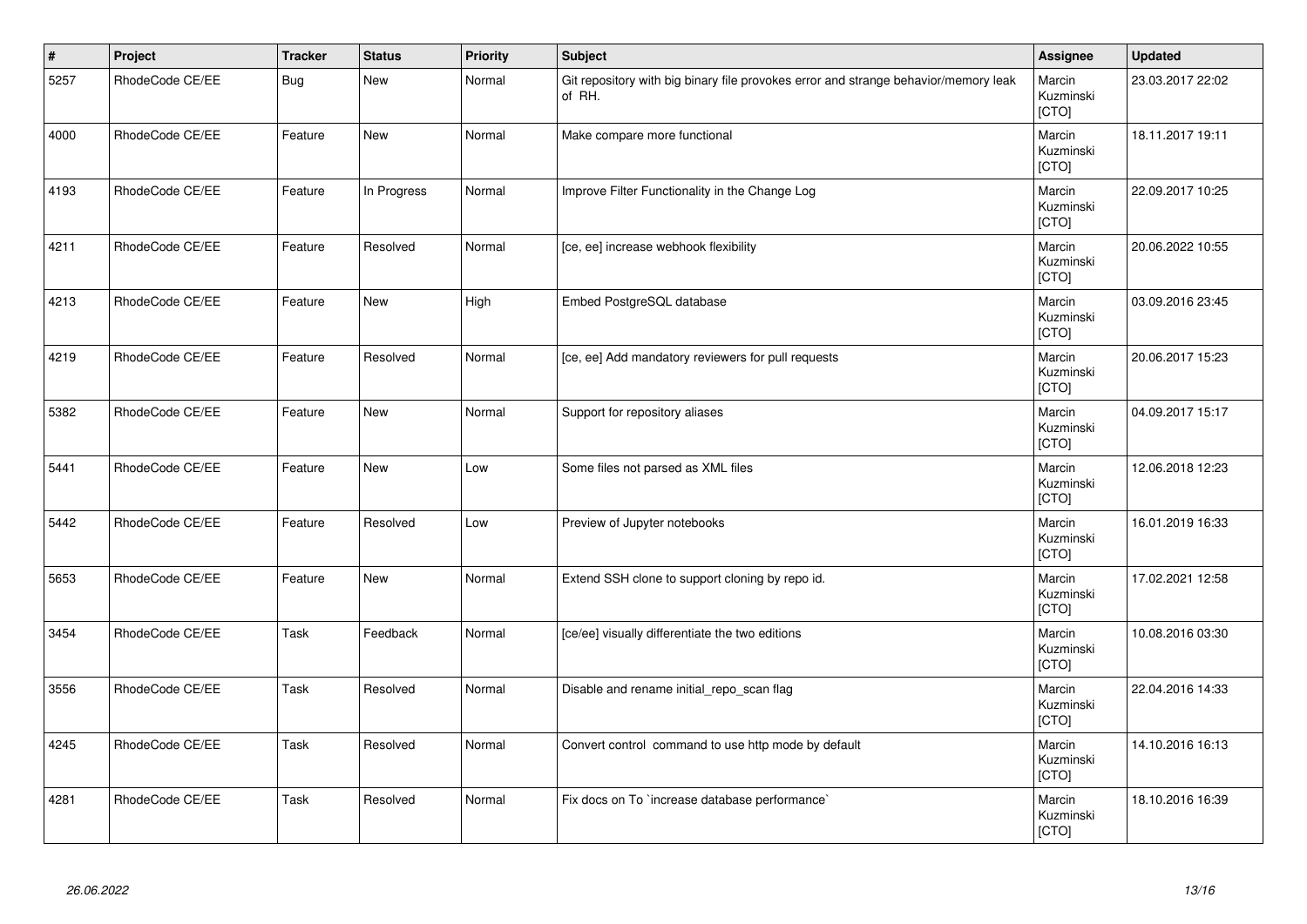| # | Project | Tracker | Status | Priority | Subject | Assignee | Updated |
|---|---|---|---|---|---|---|---|
| 5257 | RhodeCode CE/EE | Bug | New | Normal | Git repository with big binary file provokes error and strange behavior/memory leak of RH. | Marcin Kuzminski [CTO] | 23.03.2017 22:02 |
| 4000 | RhodeCode CE/EE | Feature | New | Normal | Make compare more functional | Marcin Kuzminski [CTO] | 18.11.2017 19:11 |
| 4193 | RhodeCode CE/EE | Feature | In Progress | Normal | Improve Filter Functionality in the Change Log | Marcin Kuzminski [CTO] | 22.09.2017 10:25 |
| 4211 | RhodeCode CE/EE | Feature | Resolved | Normal | [ce, ee] increase webhook flexibility | Marcin Kuzminski [CTO] | 20.06.2022 10:55 |
| 4213 | RhodeCode CE/EE | Feature | New | High | Embed PostgreSQL database | Marcin Kuzminski [CTO] | 03.09.2016 23:45 |
| 4219 | RhodeCode CE/EE | Feature | Resolved | Normal | [ce, ee] Add mandatory reviewers for pull requests | Marcin Kuzminski [CTO] | 20.06.2017 15:23 |
| 5382 | RhodeCode CE/EE | Feature | New | Normal | Support for repository aliases | Marcin Kuzminski [CTO] | 04.09.2017 15:17 |
| 5441 | RhodeCode CE/EE | Feature | New | Low | Some files not parsed as XML files | Marcin Kuzminski [CTO] | 12.06.2018 12:23 |
| 5442 | RhodeCode CE/EE | Feature | Resolved | Low | Preview of Jupyter notebooks | Marcin Kuzminski [CTO] | 16.01.2019 16:33 |
| 5653 | RhodeCode CE/EE | Feature | New | Normal | Extend SSH clone to support cloning by repo id. | Marcin Kuzminski [CTO] | 17.02.2021 12:58 |
| 3454 | RhodeCode CE/EE | Task | Feedback | Normal | [ce/ee] visually differentiate the two editions | Marcin Kuzminski [CTO] | 10.08.2016 03:30 |
| 3556 | RhodeCode CE/EE | Task | Resolved | Normal | Disable and rename initial_repo_scan flag | Marcin Kuzminski [CTO] | 22.04.2016 14:33 |
| 4245 | RhodeCode CE/EE | Task | Resolved | Normal | Convert control command to use http mode by default | Marcin Kuzminski [CTO] | 14.10.2016 16:13 |
| 4281 | RhodeCode CE/EE | Task | Resolved | Normal | Fix docs on To `increase database performance` | Marcin Kuzminski [CTO] | 18.10.2016 16:39 |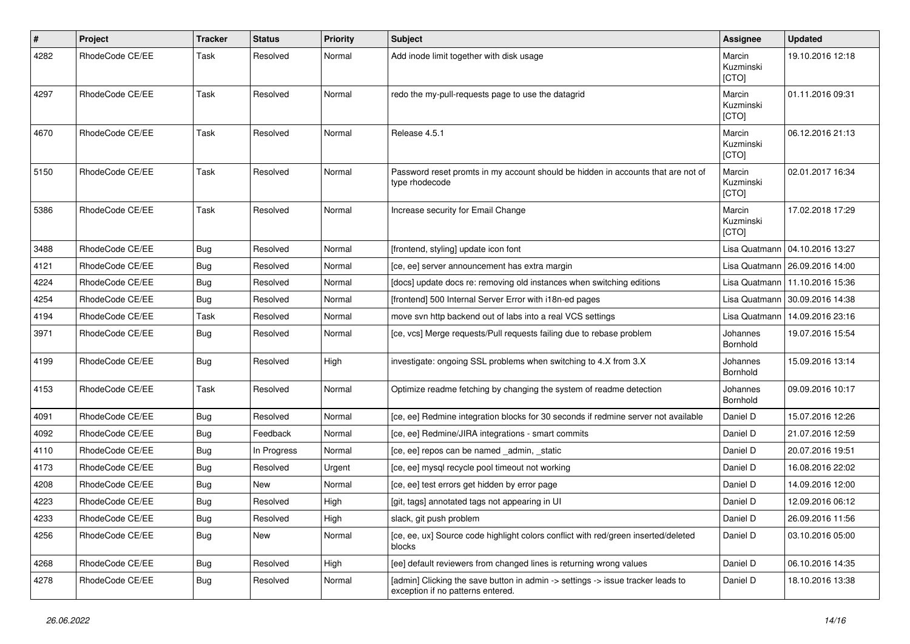| # | Project | Tracker | Status | Priority | Subject | Assignee | Updated |
|---|---|---|---|---|---|---|---|
| 4282 | RhodeCode CE/EE | Task | Resolved | Normal | Add inode limit together with disk usage | Marcin Kuzminski [CTO] | 19.10.2016 12:18 |
| 4297 | RhodeCode CE/EE | Task | Resolved | Normal | redo the my-pull-requests page to use the datagrid | Marcin Kuzminski [CTO] | 01.11.2016 09:31 |
| 4670 | RhodeCode CE/EE | Task | Resolved | Normal | Release 4.5.1 | Marcin Kuzminski [CTO] | 06.12.2016 21:13 |
| 5150 | RhodeCode CE/EE | Task | Resolved | Normal | Password reset promts in my account should be hidden in accounts that are not of type rhodecode | Marcin Kuzminski [CTO] | 02.01.2017 16:34 |
| 5386 | RhodeCode CE/EE | Task | Resolved | Normal | Increase security for Email Change | Marcin Kuzminski [CTO] | 17.02.2018 17:29 |
| 3488 | RhodeCode CE/EE | Bug | Resolved | Normal | [frontend, styling] update icon font | Lisa Quatmann | 04.10.2016 13:27 |
| 4121 | RhodeCode CE/EE | Bug | Resolved | Normal | [ce, ee] server announcement has extra margin | Lisa Quatmann | 26.09.2016 14:00 |
| 4224 | RhodeCode CE/EE | Bug | Resolved | Normal | [docs] update docs re: removing old instances when switching editions | Lisa Quatmann | 11.10.2016 15:36 |
| 4254 | RhodeCode CE/EE | Bug | Resolved | Normal | [frontend] 500 Internal Server Error with i18n-ed pages | Lisa Quatmann | 30.09.2016 14:38 |
| 4194 | RhodeCode CE/EE | Task | Resolved | Normal | move svn http backend out of labs into a real VCS settings | Lisa Quatmann | 14.09.2016 23:16 |
| 3971 | RhodeCode CE/EE | Bug | Resolved | Normal | [ce, vcs] Merge requests/Pull requests failing due to rebase problem | Johannes Bornhold | 19.07.2016 15:54 |
| 4199 | RhodeCode CE/EE | Bug | Resolved | High | investigate: ongoing SSL problems when switching to 4.X from 3.X | Johannes Bornhold | 15.09.2016 13:14 |
| 4153 | RhodeCode CE/EE | Task | Resolved | Normal | Optimize readme fetching by changing the system of readme detection | Johannes Bornhold | 09.09.2016 10:17 |
| 4091 | RhodeCode CE/EE | Bug | Resolved | Normal | [ce, ee] Redmine integration blocks for 30 seconds if redmine server not available | Daniel D | 15.07.2016 12:26 |
| 4092 | RhodeCode CE/EE | Bug | Feedback | Normal | [ce, ee] Redmine/JIRA integrations - smart commits | Daniel D | 21.07.2016 12:59 |
| 4110 | RhodeCode CE/EE | Bug | In Progress | Normal | [ce, ee] repos can be named _admin, _static | Daniel D | 20.07.2016 19:51 |
| 4173 | RhodeCode CE/EE | Bug | Resolved | Urgent | [ce, ee] mysql recycle pool timeout not working | Daniel D | 16.08.2016 22:02 |
| 4208 | RhodeCode CE/EE | Bug | New | Normal | [ce, ee] test errors get hidden by error page | Daniel D | 14.09.2016 12:00 |
| 4223 | RhodeCode CE/EE | Bug | Resolved | High | [git, tags] annotated tags not appearing in UI | Daniel D | 12.09.2016 06:12 |
| 4233 | RhodeCode CE/EE | Bug | Resolved | High | slack, git push problem | Daniel D | 26.09.2016 11:56 |
| 4256 | RhodeCode CE/EE | Bug | New | Normal | [ce, ee, ux] Source code highlight colors conflict with red/green inserted/deleted blocks | Daniel D | 03.10.2016 05:00 |
| 4268 | RhodeCode CE/EE | Bug | Resolved | High | [ee] default reviewers from changed lines is returning wrong values | Daniel D | 06.10.2016 14:35 |
| 4278 | RhodeCode CE/EE | Bug | Resolved | Normal | [admin] Clicking the save button in admin -> settings -> issue tracker leads to exception if no patterns entered. | Daniel D | 18.10.2016 13:38 |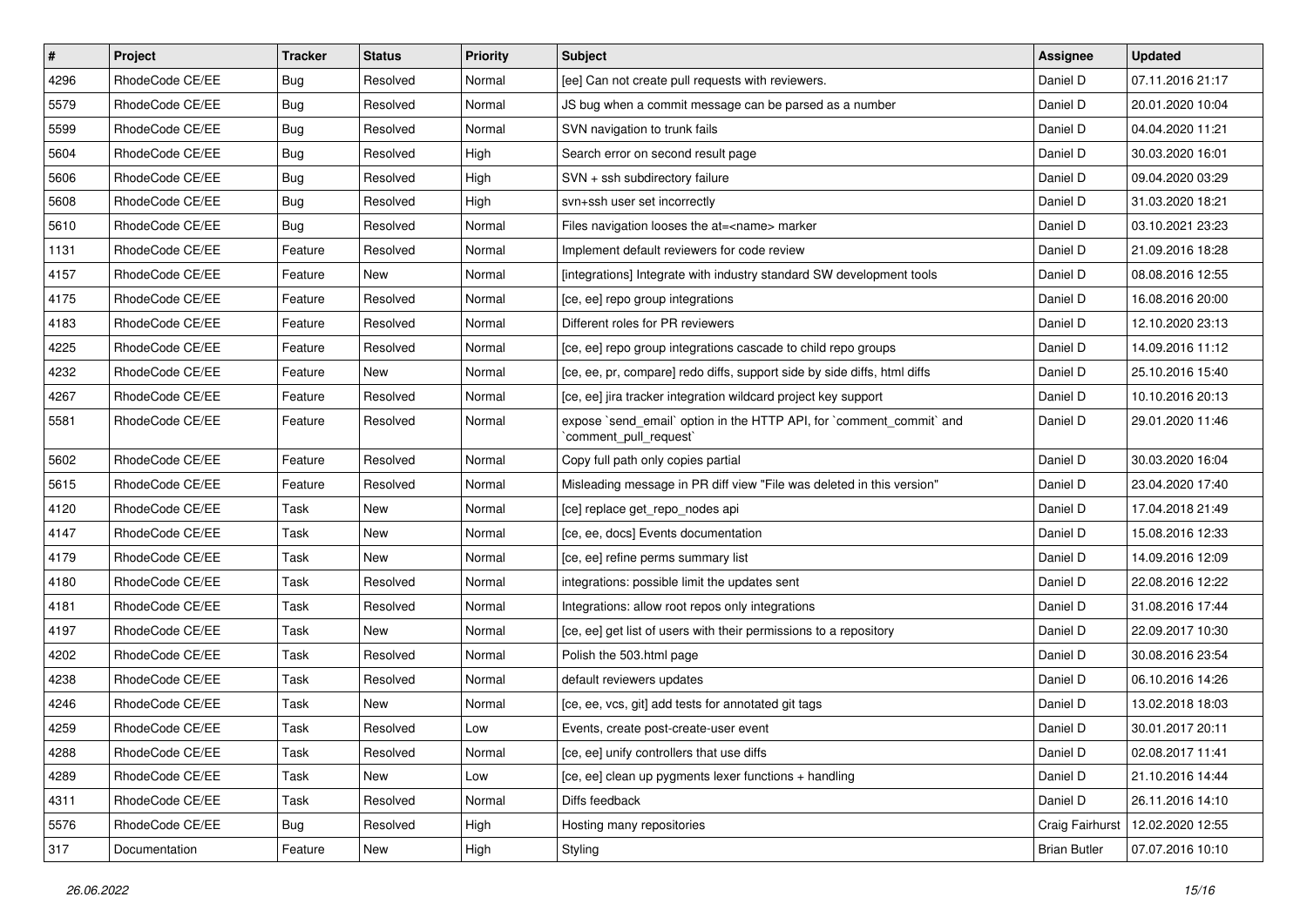| # | Project | Tracker | Status | Priority | Subject | Assignee | Updated |
| --- | --- | --- | --- | --- | --- | --- | --- |
| 4296 | RhodeCode CE/EE | Bug | Resolved | Normal | [ee] Can not create pull requests with reviewers. | Daniel D | 07.11.2016 21:17 |
| 5579 | RhodeCode CE/EE | Bug | Resolved | Normal | JS bug when a commit message can be parsed as a number | Daniel D | 20.01.2020 10:04 |
| 5599 | RhodeCode CE/EE | Bug | Resolved | Normal | SVN navigation to trunk fails | Daniel D | 04.04.2020 11:21 |
| 5604 | RhodeCode CE/EE | Bug | Resolved | High | Search error on second result page | Daniel D | 30.03.2020 16:01 |
| 5606 | RhodeCode CE/EE | Bug | Resolved | High | SVN + ssh subdirectory failure | Daniel D | 09.04.2020 03:29 |
| 5608 | RhodeCode CE/EE | Bug | Resolved | High | svn+ssh user set incorrectly | Daniel D | 31.03.2020 18:21 |
| 5610 | RhodeCode CE/EE | Bug | Resolved | Normal | Files navigation looses the at=<name> marker | Daniel D | 03.10.2021 23:23 |
| 1131 | RhodeCode CE/EE | Feature | Resolved | Normal | Implement default reviewers for code review | Daniel D | 21.09.2016 18:28 |
| 4157 | RhodeCode CE/EE | Feature | New | Normal | [integrations] Integrate with industry standard SW development tools | Daniel D | 08.08.2016 12:55 |
| 4175 | RhodeCode CE/EE | Feature | Resolved | Normal | [ce, ee] repo group integrations | Daniel D | 16.08.2016 20:00 |
| 4183 | RhodeCode CE/EE | Feature | Resolved | Normal | Different roles for PR reviewers | Daniel D | 12.10.2020 23:13 |
| 4225 | RhodeCode CE/EE | Feature | Resolved | Normal | [ce, ee] repo group integrations cascade to child repo groups | Daniel D | 14.09.2016 11:12 |
| 4232 | RhodeCode CE/EE | Feature | New | Normal | [ce, ee, pr, compare] redo diffs, support side by side diffs, html diffs | Daniel D | 25.10.2016 15:40 |
| 4267 | RhodeCode CE/EE | Feature | Resolved | Normal | [ce, ee] jira tracker integration wildcard project key support | Daniel D | 10.10.2016 20:13 |
| 5581 | RhodeCode CE/EE | Feature | Resolved | Normal | expose `send_email` option in the HTTP API, for `comment_commit` and `comment_pull_request` | Daniel D | 29.01.2020 11:46 |
| 5602 | RhodeCode CE/EE | Feature | Resolved | Normal | Copy full path only copies partial | Daniel D | 30.03.2020 16:04 |
| 5615 | RhodeCode CE/EE | Feature | Resolved | Normal | Misleading message in PR diff view "File was deleted in this version" | Daniel D | 23.04.2020 17:40 |
| 4120 | RhodeCode CE/EE | Task | New | Normal | [ce] replace get_repo_nodes api | Daniel D | 17.04.2018 21:49 |
| 4147 | RhodeCode CE/EE | Task | New | Normal | [ce, ee, docs] Events documentation | Daniel D | 15.08.2016 12:33 |
| 4179 | RhodeCode CE/EE | Task | New | Normal | [ce, ee] refine perms summary list | Daniel D | 14.09.2016 12:09 |
| 4180 | RhodeCode CE/EE | Task | Resolved | Normal | integrations: possible limit the updates sent | Daniel D | 22.08.2016 12:22 |
| 4181 | RhodeCode CE/EE | Task | Resolved | Normal | Integrations: allow root repos only integrations | Daniel D | 31.08.2016 17:44 |
| 4197 | RhodeCode CE/EE | Task | New | Normal | [ce, ee] get list of users with their permissions to a repository | Daniel D | 22.09.2017 10:30 |
| 4202 | RhodeCode CE/EE | Task | Resolved | Normal | Polish the 503.html page | Daniel D | 30.08.2016 23:54 |
| 4238 | RhodeCode CE/EE | Task | Resolved | Normal | default reviewers updates | Daniel D | 06.10.2016 14:26 |
| 4246 | RhodeCode CE/EE | Task | New | Normal | [ce, ee, vcs, git] add tests for annotated git tags | Daniel D | 13.02.2018 18:03 |
| 4259 | RhodeCode CE/EE | Task | Resolved | Low | Events, create post-create-user event | Daniel D | 30.01.2017 20:11 |
| 4288 | RhodeCode CE/EE | Task | Resolved | Normal | [ce, ee] unify controllers that use diffs | Daniel D | 02.08.2017 11:41 |
| 4289 | RhodeCode CE/EE | Task | New | Low | [ce, ee] clean up pygments lexer functions + handling | Daniel D | 21.10.2016 14:44 |
| 4311 | RhodeCode CE/EE | Task | Resolved | Normal | Diffs feedback | Daniel D | 26.11.2016 14:10 |
| 5576 | RhodeCode CE/EE | Bug | Resolved | High | Hosting many repositories | Craig Fairhurst | 12.02.2020 12:55 |
| 317 | Documentation | Feature | New | High | Styling | Brian Butler | 07.07.2016 10:10 |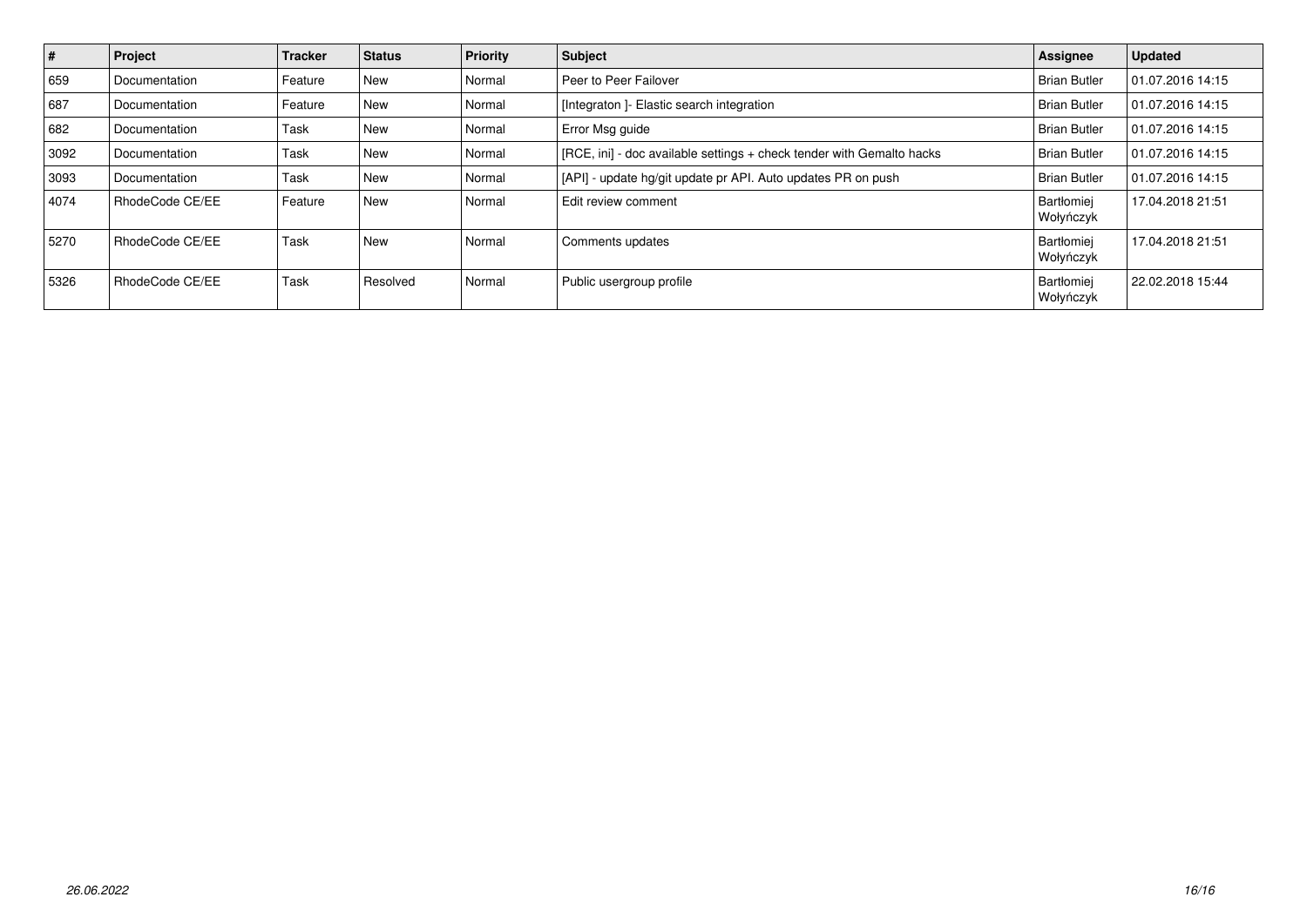| # | Project | Tracker | Status | Priority | Subject | Assignee | Updated |
|---|---|---|---|---|---|---|---|
| 659 | Documentation | Feature | New | Normal | Peer to Peer Failover | Brian Butler | 01.07.2016 14:15 |
| 687 | Documentation | Feature | New | Normal | [Integraton ]- Elastic search integration | Brian Butler | 01.07.2016 14:15 |
| 682 | Documentation | Task | New | Normal | Error Msg guide | Brian Butler | 01.07.2016 14:15 |
| 3092 | Documentation | Task | New | Normal | [RCE, ini] - doc available settings + check tender with Gemalto hacks | Brian Butler | 01.07.2016 14:15 |
| 3093 | Documentation | Task | New | Normal | [API] - update hg/git update pr API. Auto updates PR on push | Brian Butler | 01.07.2016 14:15 |
| 4074 | RhodeCode CE/EE | Feature | New | Normal | Edit review comment | Bartłomiej Wołyńczyk | 17.04.2018 21:51 |
| 5270 | RhodeCode CE/EE | Task | New | Normal | Comments updates | Bartłomiej Wołyńczyk | 17.04.2018 21:51 |
| 5326 | RhodeCode CE/EE | Task | Resolved | Normal | Public usergroup profile | Bartłomiej Wołyńczyk | 22.02.2018 15:44 |